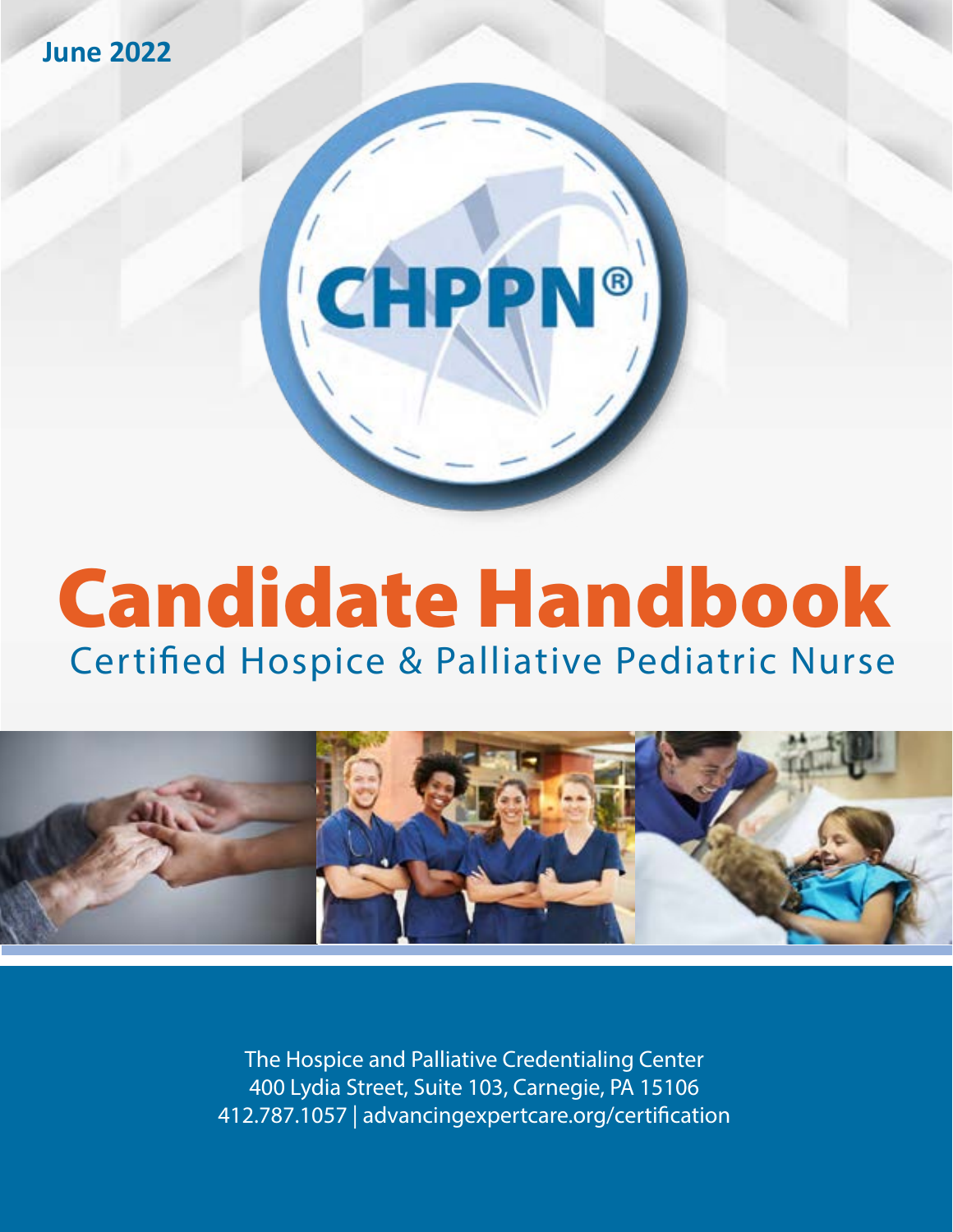June 2022

CHPPN®

# Candidate Handbook

## Certified Hospice & Palliative Pediatric Nurse

The Hospice and Palliative Credentialing Center
400 Lydia Street, Suite 103, Carnegie, PA 15106
412.787.1057 | advancingexpertcare.org/certification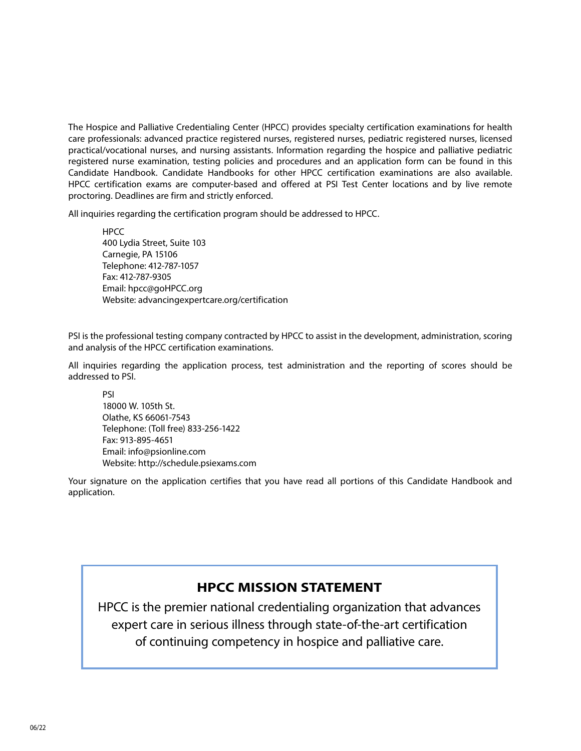The Hospice and Palliative Credentialing Center (HPCC) provides specialty certification examinations for health care professionals: advanced practice registered nurses, registered nurses, pediatric registered nurses, licensed practical/vocational nurses, and nursing assistants. Information regarding the hospice and palliative pediatric registered nurse examination, testing policies and procedures and an application form can be found in this Candidate Handbook. Candidate Handbooks for other HPCC certification examinations are also available. HPCC certification exams are computer-based and offered at PSI Test Center locations and by live remote proctoring. Deadlines are firm and strictly enforced.

All inquiries regarding the certification program should be addressed to HPCC.

HPCC
400 Lydia Street, Suite 103
Carnegie, PA 15106
Telephone: 412-787-1057
Fax: 412-787-9305
Email: hpcc@goHPCC.org
Website: advancingexpertcare.org/certification

PSI is the professional testing company contracted by HPCC to assist in the development, administration, scoring and analysis of the HPCC certification examinations.

All inquiries regarding the application process, test administration and the reporting of scores should be addressed to PSI.

PSI
18000 W. 105th St.
Olathe, KS 66061-7543
Telephone: (Toll free) 833-256-1422
Fax: 913-895-4651
Email: info@psionline.com
Website: http://schedule.psiexams.com

Your signature on the application certifies that you have read all portions of this Candidate Handbook and application.

## HPCC MISSION STATEMENT

HPCC is the premier national credentialing organization that advances expert care in serious illness through state-of-the-art certification of continuing competency in hospice and palliative care.

06/22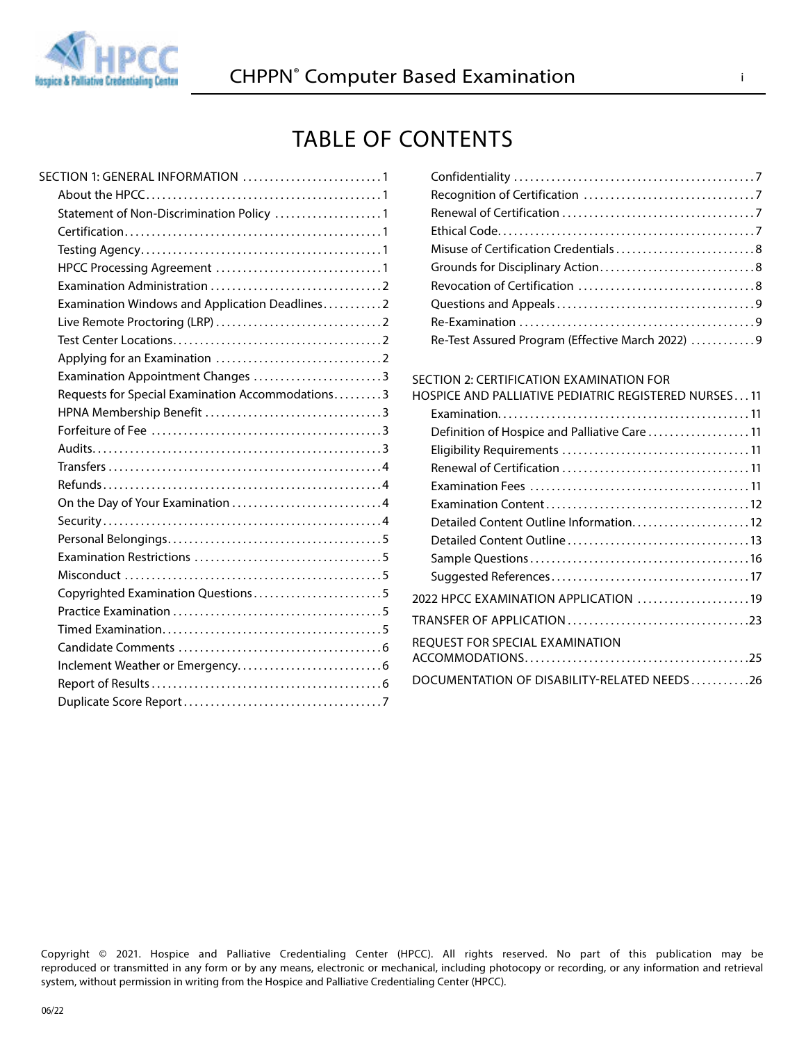# TABLE OF CONTENTS

SECTION 1: GENERAL INFORMATION ... 1

- About the HPCC ... 1
- Statement of Non-Discrimination Policy ... 1
- Certification ... 1
- Testing Agency ... 1
- HPCC Processing Agreement ... 1
- Examination Administration ... 2
- Examination Windows and Application Deadlines ... 2
- Live Remote Proctoring (LRP) ... 2
- Test Center Locations ... 2
- Applying for an Examination ... 2
- Examination Appointment Changes ... 3
- Requests for Special Examination Accommodations ... 3
- HPNA Membership Benefit ... 3
- Forfeiture of Fee ... 3
- Audits ... 3
- Transfers ... 4
- Refunds ... 4
- On the Day of Your Examination ... 4
- Security ... 4
- Personal Belongings ... 5
- Examination Restrictions ... 5
- Misconduct ... 5
- Copyrighted Examination Questions ... 5
- Practice Examination ... 5
- Timed Examination ... 5
- Candidate Comments ... 6
- Inclement Weather or Emergency ... 6
- Report of Results ... 6
- Duplicate Score Report ... 7
- Confidentiality ... 7
- Recognition of Certification ... 7
- Renewal of Certification ... 7
- Ethical Code ... 7
- Misuse of Certification Credentials ... 8
- Grounds for Disciplinary Action ... 8
- Revocation of Certification ... 8
- Questions and Appeals ... 9
- Re-Examination ... 9
- Re-Test Assured Program (Effective March 2022) ... 9

SECTION 2: CERTIFICATION EXAMINATION FOR HOSPICE AND PALLIATIVE PEDIATRIC REGISTERED NURSES ... 11

- Examination ... 11
- Definition of Hospice and Palliative Care ... 11
- Eligibility Requirements ... 11
- Renewal of Certification ... 11
- Examination Fees ... 11
- Examination Content ... 12
- Detailed Content Outline Information ... 12
- Detailed Content Outline ... 13
- Sample Questions ... 16
- Suggested References ... 17

2022 HPCC EXAMINATION APPLICATION ... 19

TRANSFER OF APPLICATION ... 23

REQUEST FOR SPECIAL EXAMINATION ACCOMMODATIONS ... 25

DOCUMENTATION OF DISABILITY-RELATED NEEDS ... 26

Copyright © 2021. Hospice and Palliative Credentialing Center (HPCC). All rights reserved. No part of this publication may be reproduced or transmitted in any form or by any means, electronic or mechanical, including photocopy or recording, or any information and retrieval system, without permission in writing from the Hospice and Palliative Credentialing Center (HPCC).

06/22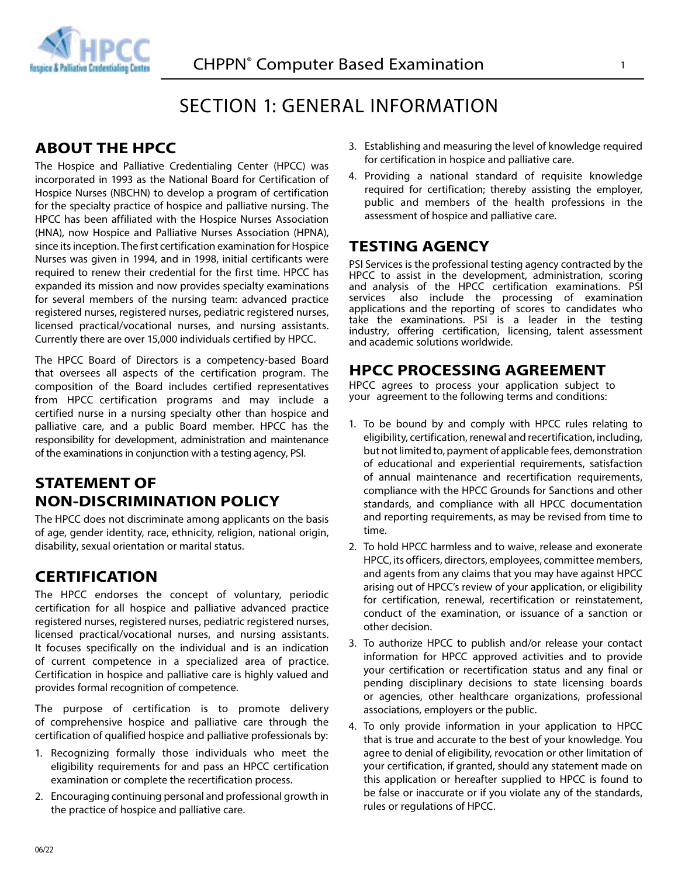# SECTION 1: GENERAL INFORMATION

## ABOUT THE HPCC

The Hospice and Palliative Credentialing Center (HPCC) was incorporated in 1993 as the National Board for Certification of Hospice Nurses (NBCHN) to develop a program of certification for the specialty practice of hospice and palliative nursing. The HPCC has been affiliated with the Hospice Nurses Association (HNA), now Hospice and Palliative Nurses Association (HPNA), since its inception. The first certification examination for Hospice Nurses was given in 1994, and in 1998, initial certificants were required to renew their credential for the first time. HPCC has expanded its mission and now provides specialty examinations for several members of the nursing team: advanced practice registered nurses, registered nurses, pediatric registered nurses, licensed practical/vocational nurses, and nursing assistants. Currently there are over 15,000 individuals certified by HPCC.

The HPCC Board of Directors is a competency-based Board that oversees all aspects of the certification program. The composition of the Board includes certified representatives from HPCC certification programs and may include a certified nurse in a nursing specialty other than hospice and palliative care, and a public Board member. HPCC has the responsibility for development, administration and maintenance of the examinations in conjunction with a testing agency, PSI.

## STATEMENT OF NON-DISCRIMINATION POLICY

The HPCC does not discriminate among applicants on the basis of age, gender identity, race, ethnicity, religion, national origin, disability, sexual orientation or marital status.

## CERTIFICATION

The HPCC endorses the concept of voluntary, periodic certification for all hospice and palliative advanced practice registered nurses, registered nurses, pediatric registered nurses, licensed practical/vocational nurses, and nursing assistants. It focuses specifically on the individual and is an indication of current competence in a specialized area of practice. Certification in hospice and palliative care is highly valued and provides formal recognition of competence.

The purpose of certification is to promote delivery of comprehensive hospice and palliative care through the certification of qualified hospice and palliative professionals by:

1. Recognizing formally those individuals who meet the eligibility requirements for and pass an HPCC certification examination or complete the recertification process.
2. Encouraging continuing personal and professional growth in the practice of hospice and palliative care.
3. Establishing and measuring the level of knowledge required for certification in hospice and palliative care.
4. Providing a national standard of requisite knowledge required for certification; thereby assisting the employer, public and members of the health professions in the assessment of hospice and palliative care.

## TESTING AGENCY

PSI Services is the professional testing agency contracted by the HPCC to assist in the development, administration, scoring and analysis of the HPCC certification examinations. PSI services also include the processing of examination applications and the reporting of scores to candidates who take the examinations. PSI is a leader in the testing industry, offering certification, licensing, talent assessment and academic solutions worldwide.

## HPCC PROCESSING AGREEMENT

HPCC agrees to process your application subject to your agreement to the following terms and conditions:

1. To be bound by and comply with HPCC rules relating to eligibility, certification, renewal and recertification, including, but not limited to, payment of applicable fees, demonstration of educational and experiential requirements, satisfaction of annual maintenance and recertification requirements, compliance with the HPCC Grounds for Sanctions and other standards, and compliance with all HPCC documentation and reporting requirements, as may be revised from time to time.
2. To hold HPCC harmless and to waive, release and exonerate HPCC, its officers, directors, employees, committee members, and agents from any claims that you may have against HPCC arising out of HPCC's review of your application, or eligibility for certification, renewal, recertification or reinstatement, conduct of the examination, or issuance of a sanction or other decision.
3. To authorize HPCC to publish and/or release your contact information for HPCC approved activities and to provide your certification or recertification status and any final or pending disciplinary decisions to state licensing boards or agencies, other healthcare organizations, professional associations, employers or the public.
4. To only provide information in your application to HPCC that is true and accurate to the best of your knowledge. You agree to denial of eligibility, revocation or other limitation of your certification, if granted, should any statement made on this application or hereafter supplied to HPCC is found to be false or inaccurate or if you violate any of the standards, rules or regulations of HPCC.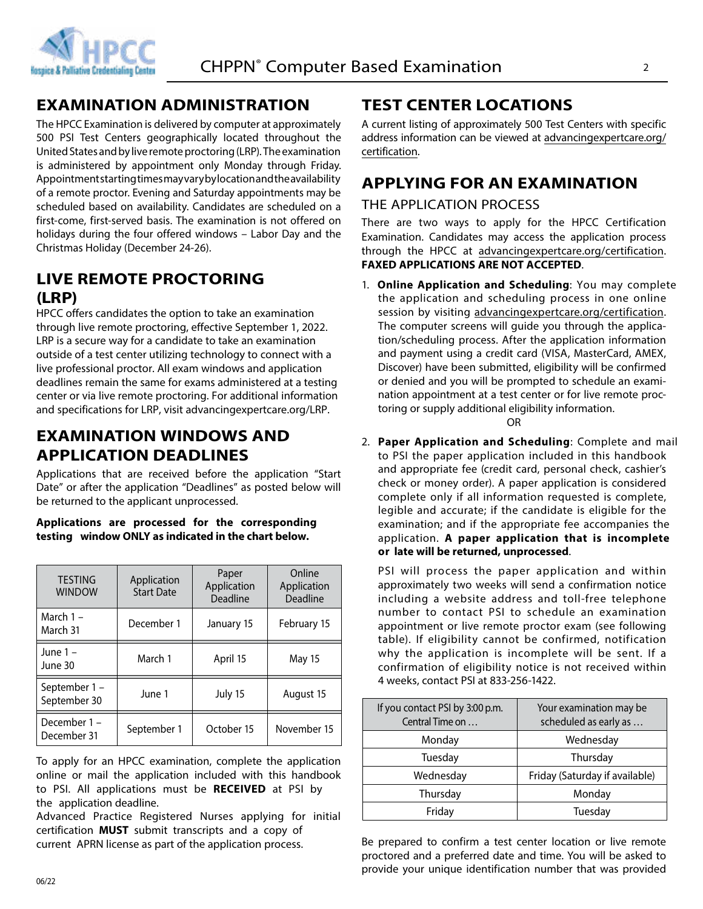## EXAMINATION ADMINISTRATION

The HPCC Examination is delivered by computer at approximately 500 PSI Test Centers geographically located throughout the United States and by live remote proctoring (LRP). The examination is administered by appointment only Monday through Friday. Appointment starting times may vary by location and the availability of a remote proctor. Evening and Saturday appointments may be scheduled based on availability. Candidates are scheduled on a first-come, first-served basis. The examination is not offered on holidays during the four offered windows – Labor Day and the Christmas Holiday (December 24-26).

## LIVE REMOTE PROCTORING (LRP)

HPCC offers candidates the option to take an examination through live remote proctoring, effective September 1, 2022. LRP is a secure way for a candidate to take an examination outside of a test center utilizing technology to connect with a live professional proctor. All exam windows and application deadlines remain the same for exams administered at a testing center or via live remote proctoring. For additional information and specifications for LRP, visit advancingexpertcare.org/LRP.

## EXAMINATION WINDOWS AND APPLICATION DEADLINES

Applications that are received before the application "Start Date" or after the application "Deadlines" as posted below will be returned to the applicant unprocessed.

**Applications are processed for the corresponding testing window ONLY as indicated in the chart below.**

| TESTING WINDOW | Application Start Date | Paper Application Deadline | Online Application Deadline |
|---|---|---|---|
| March 1 – March 31 | December 1 | January 15 | February 15 |
| June 1 – June 30 | March 1 | April 15 | May 15 |
| September 1 – September 30 | June 1 | July 15 | August 15 |
| December 1 – December 31 | September 1 | October 15 | November 15 |

To apply for an HPCC examination, complete the application online or mail the application included with this handbook to PSI. All applications must be **RECEIVED** at PSI by the application deadline.

Advanced Practice Registered Nurses applying for initial certification **MUST** submit transcripts and a copy of current APRN license as part of the application process.

## TEST CENTER LOCATIONS

A current listing of approximately 500 Test Centers with specific address information can be viewed at advancingexpertcare.org/certification.

## APPLYING FOR AN EXAMINATION

### THE APPLICATION PROCESS

There are two ways to apply for the HPCC Certification Examination. Candidates may access the application process through the HPCC at advancingexpertcare.org/certification. **FAXED APPLICATIONS ARE NOT ACCEPTED**.

1. **Online Application and Scheduling**: You may complete the application and scheduling process in one online session by visiting advancingexpertcare.org/certification. The computer screens will guide you through the application/scheduling process. After the application information and payment using a credit card (VISA, MasterCard, AMEX, Discover) have been submitted, eligibility will be confirmed or denied and you will be prompted to schedule an examination appointment at a test center or for live remote proctoring or supply additional eligibility information.

   OR

2. **Paper Application and Scheduling**: Complete and mail to PSI the paper application included in this handbook and appropriate fee (credit card, personal check, cashier's check or money order). A paper application is considered complete only if all information requested is complete, legible and accurate; if the candidate is eligible for the examination; and if the appropriate fee accompanies the application. **A paper application that is incomplete or late will be returned, unprocessed**.

   PSI will process the paper application and within approximately two weeks will send a confirmation notice including a website address and toll-free telephone number to contact PSI to schedule an examination appointment or live remote proctor exam (see following table). If eligibility cannot be confirmed, notification why the application is incomplete will be sent. If a confirmation of eligibility notice is not received within 4 weeks, contact PSI at 833-256-1422.

| If you contact PSI by 3:00 p.m. Central Time on … | Your examination may be scheduled as early as … |
|---|---|
| Monday | Wednesday |
| Tuesday | Thursday |
| Wednesday | Friday (Saturday if available) |
| Thursday | Monday |
| Friday | Tuesday |

Be prepared to confirm a test center location or live remote proctored and a preferred date and time. You will be asked to provide your unique identification number that was provided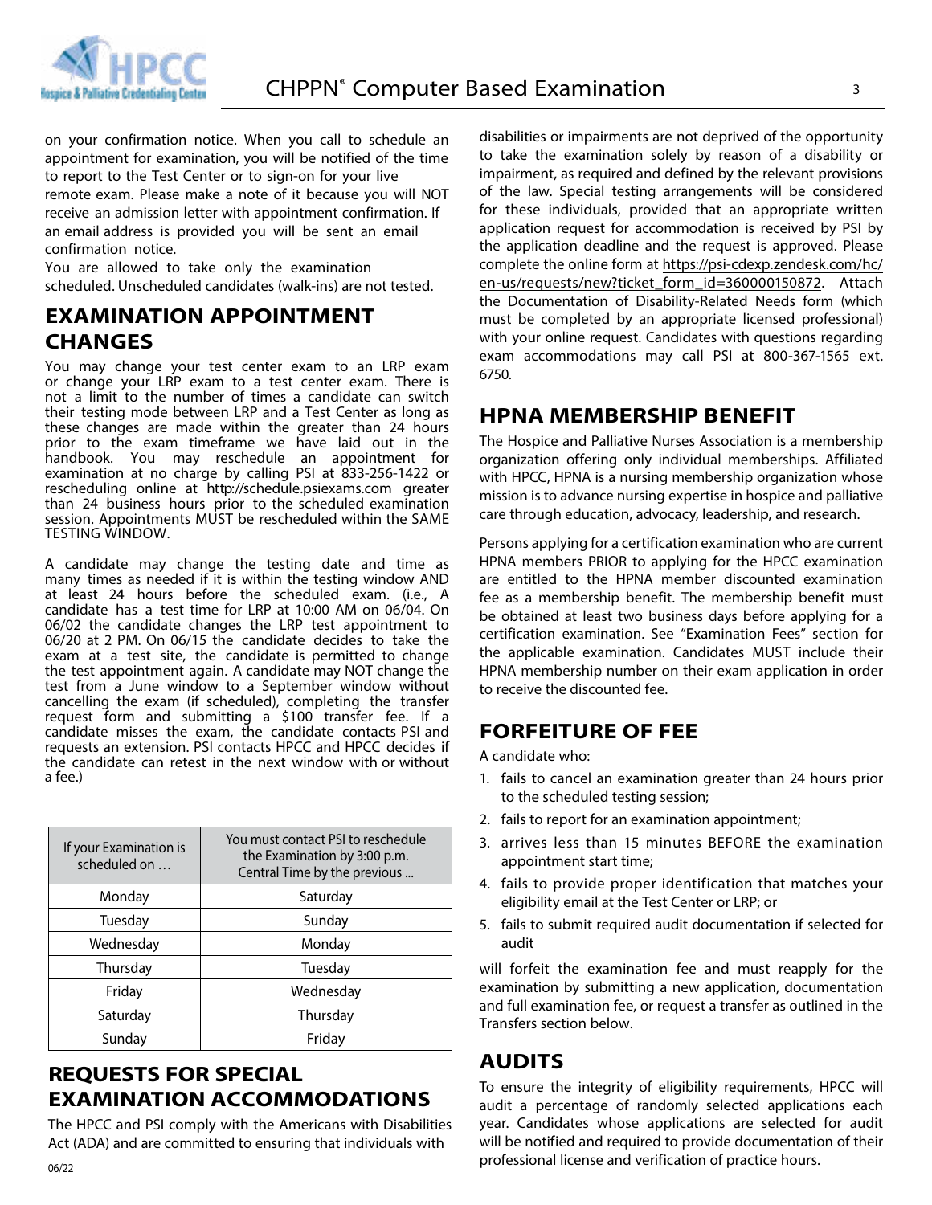on your confirmation notice. When you call to schedule an appointment for examination, you will be notified of the time to report to the Test Center or to sign-on for your live remote exam. Please make a note of it because you will NOT receive an admission letter with appointment confirmation. If an email address is provided you will be sent an email confirmation notice.

You are allowed to take only the examination scheduled. Unscheduled candidates (walk-ins) are not tested.

## EXAMINATION APPOINTMENT CHANGES

You may change your test center exam to an LRP exam or change your LRP exam to a test center exam. There is not a limit to the number of times a candidate can switch their testing mode between LRP and a Test Center as long as these changes are made within the greater than 24 hours prior to the exam timeframe we have laid out in the handbook. You may reschedule an appointment for examination at no charge by calling PSI at 833-256-1422 or rescheduling online at http://schedule.psiexams.com greater than 24 business hours prior to the scheduled examination session. Appointments MUST be rescheduled within the SAME TESTING WINDOW.

A candidate may change the testing date and time as many times as needed if it is within the testing window AND at least 24 hours before the scheduled exam. (i.e., A candidate has a test time for LRP at 10:00 AM on 06/04. On 06/02 the candidate changes the LRP test appointment to 06/20 at 2 PM. On 06/15 the candidate decides to take the exam at a test site, the candidate is permitted to change the test appointment again. A candidate may NOT change the test from a June window to a September window without cancelling the exam (if scheduled), completing the transfer request form and submitting a $100 transfer fee. If a candidate misses the exam, the candidate contacts PSI and requests an extension. PSI contacts HPCC and HPCC decides if the candidate can retest in the next window with or without a fee.)

| If your Examination is scheduled on … | You must contact PSI to reschedule the Examination by 3:00 p.m. Central Time by the previous ... |
|---|---|
| Monday | Saturday |
| Tuesday | Sunday |
| Wednesday | Monday |
| Thursday | Tuesday |
| Friday | Wednesday |
| Saturday | Thursday |
| Sunday | Friday |

## REQUESTS FOR SPECIAL EXAMINATION ACCOMMODATIONS

The HPCC and PSI comply with the Americans with Disabilities Act (ADA) and are committed to ensuring that individuals with disabilities or impairments are not deprived of the opportunity to take the examination solely by reason of a disability or impairment, as required and defined by the relevant provisions of the law. Special testing arrangements will be considered for these individuals, provided that an appropriate written application request for accommodation is received by PSI by the application deadline and the request is approved. Please complete the online form at https://psi-cdexp.zendesk.com/hc/en-us/requests/new?ticket_form_id=360000150872. Attach the Documentation of Disability-Related Needs form (which must be completed by an appropriate licensed professional) with your online request. Candidates with questions regarding exam accommodations may call PSI at 800-367-1565 ext. 6750.

## HPNA MEMBERSHIP BENEFIT

The Hospice and Palliative Nurses Association is a membership organization offering only individual memberships. Affiliated with HPCC, HPNA is a nursing membership organization whose mission is to advance nursing expertise in hospice and palliative care through education, advocacy, leadership, and research.

Persons applying for a certification examination who are current HPNA members PRIOR to applying for the HPCC examination are entitled to the HPNA member discounted examination fee as a membership benefit. The membership benefit must be obtained at least two business days before applying for a certification examination. See "Examination Fees" section for the applicable examination. Candidates MUST include their HPNA membership number on their exam application in order to receive the discounted fee.

## FORFEITURE OF FEE

A candidate who:

1. fails to cancel an examination greater than 24 hours prior to the scheduled testing session;
2. fails to report for an examination appointment;
3. arrives less than 15 minutes BEFORE the examination appointment start time;
4. fails to provide proper identification that matches your eligibility email at the Test Center or LRP; or
5. fails to submit required audit documentation if selected for audit

will forfeit the examination fee and must reapply for the examination by submitting a new application, documentation and full examination fee, or request a transfer as outlined in the Transfers section below.

## AUDITS

To ensure the integrity of eligibility requirements, HPCC will audit a percentage of randomly selected applications each year. Candidates whose applications are selected for audit will be notified and required to provide documentation of their professional license and verification of practice hours.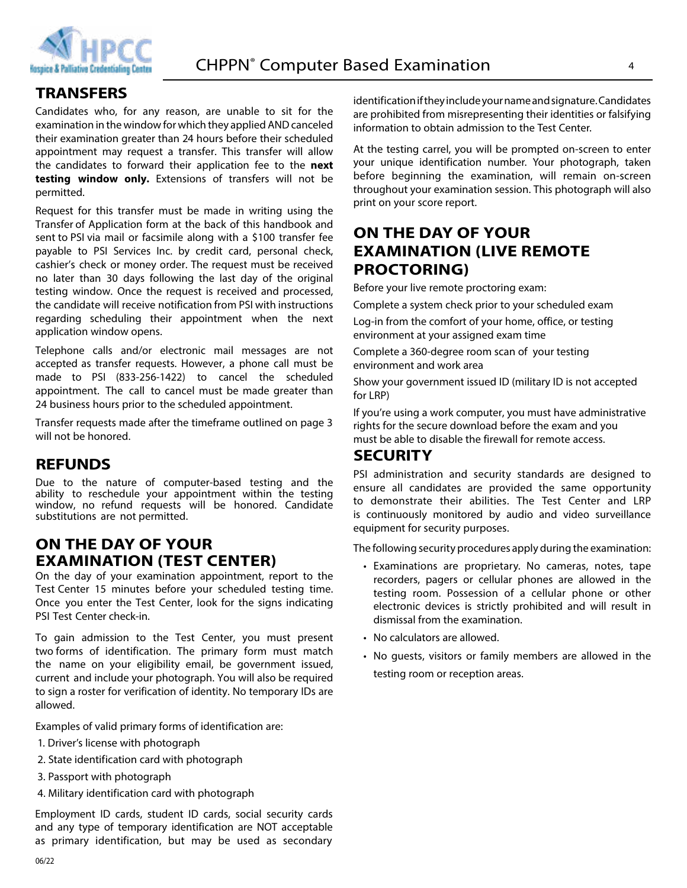## TRANSFERS

Candidates who, for any reason, are unable to sit for the examination in the window for which they applied AND canceled their examination greater than 24 hours before their scheduled appointment may request a transfer. This transfer will allow the candidates to forward their application fee to the **next testing window only.** Extensions of transfers will not be permitted.

Request for this transfer must be made in writing using the Transfer of Application form at the back of this handbook and sent to PSI via mail or facsimile along with a $100 transfer fee payable to PSI Services Inc. by credit card, personal check, cashier's check or money order. The request must be received no later than 30 days following the last day of the original testing window. Once the request is received and processed, the candidate will receive notification from PSI with instructions regarding scheduling their appointment when the next application window opens.

Telephone calls and/or electronic mail messages are not accepted as transfer requests. However, a phone call must be made to PSI (833-256-1422) to cancel the scheduled appointment. The call to cancel must be made greater than 24 business hours prior to the scheduled appointment.

Transfer requests made after the timeframe outlined on page 3 will not be honored.

## REFUNDS

Due to the nature of computer-based testing and the ability to reschedule your appointment within the testing window, no refund requests will be honored. Candidate substitutions are not permitted.

## ON THE DAY OF YOUR EXAMINATION (TEST CENTER)

On the day of your examination appointment, report to the Test Center 15 minutes before your scheduled testing time. Once you enter the Test Center, look for the signs indicating PSI Test Center check-in.

To gain admission to the Test Center, you must present two forms of identification. The primary form must match the name on your eligibility email, be government issued, current and include your photograph. You will also be required to sign a roster for verification of identity. No temporary IDs are allowed.

Examples of valid primary forms of identification are:

1. Driver's license with photograph
2. State identification card with photograph
3. Passport with photograph
4. Military identification card with photograph

Employment ID cards, student ID cards, social security cards and any type of temporary identification are NOT acceptable as primary identification, but may be used as secondary identification if they include your name and signature. Candidates are prohibited from misrepresenting their identities or falsifying information to obtain admission to the Test Center.

At the testing carrel, you will be prompted on-screen to enter your unique identification number. Your photograph, taken before beginning the examination, will remain on-screen throughout your examination session. This photograph will also print on your score report.

## ON THE DAY OF YOUR EXAMINATION (LIVE REMOTE PROCTORING)

Before your live remote proctoring exam:

Complete a system check prior to your scheduled exam

Log-in from the comfort of your home, office, or testing environment at your assigned exam time

Complete a 360-degree room scan of your testing environment and work area

Show your government issued ID (military ID is not accepted for LRP)

If you're using a work computer, you must have administrative rights for the secure download before the exam and you must be able to disable the firewall for remote access.

## SECURITY

PSI administration and security standards are designed to ensure all candidates are provided the same opportunity to demonstrate their abilities. The Test Center and LRP is continuously monitored by audio and video surveillance equipment for security purposes.

The following security procedures apply during the examination:

- Examinations are proprietary. No cameras, notes, tape recorders, pagers or cellular phones are allowed in the testing room. Possession of a cellular phone or other electronic devices is strictly prohibited and will result in dismissal from the examination.
- No calculators are allowed.
- No guests, visitors or family members are allowed in the testing room or reception areas.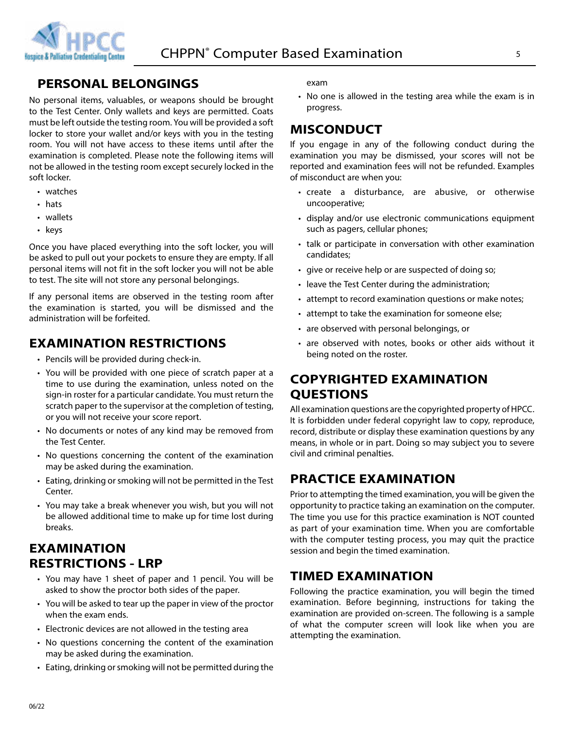## PERSONAL BELONGINGS

No personal items, valuables, or weapons should be brought to the Test Center. Only wallets and keys are permitted. Coats must be left outside the testing room. You will be provided a soft locker to store your wallet and/or keys with you in the testing room. You will not have access to these items until after the examination is completed. Please note the following items will not be allowed in the testing room except securely locked in the soft locker.

- watches
- hats
- wallets
- keys

Once you have placed everything into the soft locker, you will be asked to pull out your pockets to ensure they are empty. If all personal items will not fit in the soft locker you will not be able to test. The site will not store any personal belongings.

If any personal items are observed in the testing room after the examination is started, you will be dismissed and the administration will be forfeited.

## EXAMINATION RESTRICTIONS

- Pencils will be provided during check-in.
- You will be provided with one piece of scratch paper at a time to use during the examination, unless noted on the sign-in roster for a particular candidate. You must return the scratch paper to the supervisor at the completion of testing, or you will not receive your score report.
- No documents or notes of any kind may be removed from the Test Center.
- No questions concerning the content of the examination may be asked during the examination.
- Eating, drinking or smoking will not be permitted in the Test Center.
- You may take a break whenever you wish, but you will not be allowed additional time to make up for time lost during breaks.

## EXAMINATION RESTRICTIONS - LRP

- You may have 1 sheet of paper and 1 pencil. You will be asked to show the proctor both sides of the paper.
- You will be asked to tear up the paper in view of the proctor when the exam ends.
- Electronic devices are not allowed in the testing area
- No questions concerning the content of the examination may be asked during the examination.
- Eating, drinking or smoking will not be permitted during the exam
- No one is allowed in the testing area while the exam is in progress.

## MISCONDUCT

If you engage in any of the following conduct during the examination you may be dismissed, your scores will not be reported and examination fees will not be refunded. Examples of misconduct are when you:

- create a disturbance, are abusive, or otherwise uncooperative;
- display and/or use electronic communications equipment such as pagers, cellular phones;
- talk or participate in conversation with other examination candidates;
- give or receive help or are suspected of doing so;
- leave the Test Center during the administration;
- attempt to record examination questions or make notes;
- attempt to take the examination for someone else;
- are observed with personal belongings, or
- are observed with notes, books or other aids without it being noted on the roster.

## COPYRIGHTED EXAMINATION QUESTIONS

All examination questions are the copyrighted property of HPCC. It is forbidden under federal copyright law to copy, reproduce, record, distribute or display these examination questions by any means, in whole or in part. Doing so may subject you to severe civil and criminal penalties.

## PRACTICE EXAMINATION

Prior to attempting the timed examination, you will be given the opportunity to practice taking an examination on the computer. The time you use for this practice examination is NOT counted as part of your examination time. When you are comfortable with the computer testing process, you may quit the practice session and begin the timed examination.

## TIMED EXAMINATION

Following the practice examination, you will begin the timed examination. Before beginning, instructions for taking the examination are provided on-screen. The following is a sample of what the computer screen will look like when you are attempting the examination.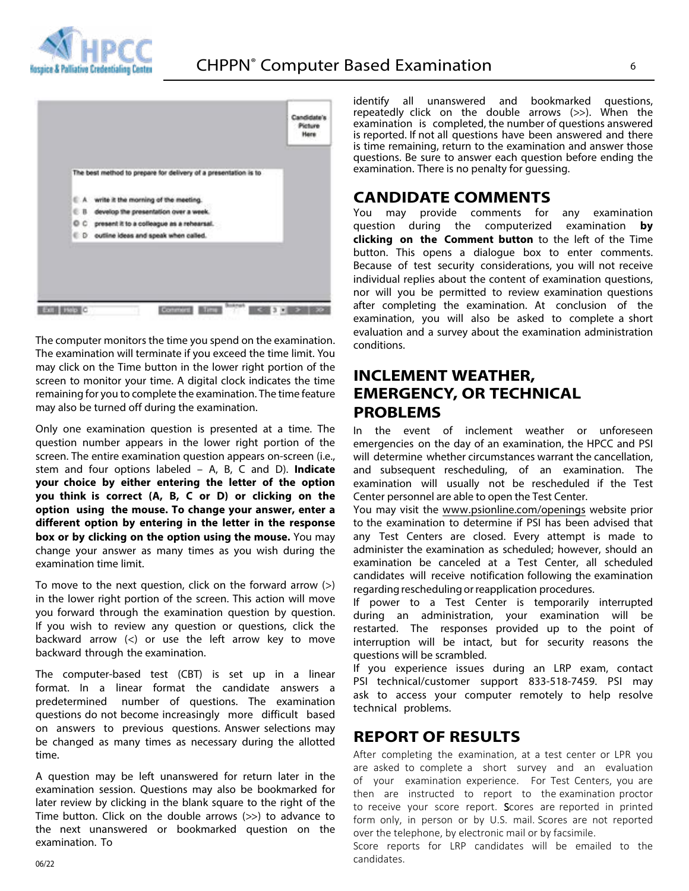The computer monitors the time you spend on the examination. The examination will terminate if you exceed the time limit. You may click on the Time button in the lower right portion of the screen to monitor your time. A digital clock indicates the time remaining for you to complete the examination. The time feature may also be turned off during the examination.

Only one examination question is presented at a time. The question number appears in the lower right portion of the screen. The entire examination question appears on-screen (i.e., stem and four options labeled – A, B, C and D). **Indicate your choice by either entering the letter of the option you think is correct (A, B, C or D) or clicking on the option using the mouse. To change your answer, enter a different option by entering in the letter in the response box or by clicking on the option using the mouse.** You may change your answer as many times as you wish during the examination time limit.

To move to the next question, click on the forward arrow (>) in the lower right portion of the screen. This action will move you forward through the examination question by question. If you wish to review any question or questions, click the backward arrow (<) or use the left arrow key to move backward through the examination.

The computer-based test (CBT) is set up in a linear format. In a linear format the candidate answers a predetermined number of questions. The examination questions do not become increasingly more difficult based on answers to previous questions. Answer selections may be changed as many times as necessary during the allotted time.

A question may be left unanswered for return later in the examination session. Questions may also be bookmarked for later review by clicking in the blank square to the right of the Time button. Click on the double arrows (>>) to advance to the next unanswered or bookmarked question on the examination. To identify all unanswered and bookmarked questions, repeatedly click on the double arrows (>>). When the examination is completed, the number of questions answered is reported. If not all questions have been answered and there is time remaining, return to the examination and answer those questions. Be sure to answer each question before ending the examination. There is no penalty for guessing.

## CANDIDATE COMMENTS

You may provide comments for any examination question during the computerized examination **by clicking on the Comment button** to the left of the Time button. This opens a dialogue box to enter comments. Because of test security considerations, you will not receive individual replies about the content of examination questions, nor will you be permitted to review examination questions after completing the examination. At conclusion of the examination, you will also be asked to complete a short evaluation and a survey about the examination administration conditions.

## INCLEMENT WEATHER, EMERGENCY, OR TECHNICAL PROBLEMS

In the event of inclement weather or unforeseen emergencies on the day of an examination, the HPCC and PSI will determine whether circumstances warrant the cancellation, and subsequent rescheduling, of an examination. The examination will usually not be rescheduled if the Test Center personnel are able to open the Test Center.

You may visit the www.psionline.com/openings website prior to the examination to determine if PSI has been advised that any Test Centers are closed. Every attempt is made to administer the examination as scheduled; however, should an examination be canceled at a Test Center, all scheduled candidates will receive notification following the examination regarding rescheduling or reapplication procedures.

If power to a Test Center is temporarily interrupted during an administration, your examination will be restarted. The responses provided up to the point of interruption will be intact, but for security reasons the questions will be scrambled.

If you experience issues during an LRP exam, contact PSI technical/customer support 833-518-7459. PSI may ask to access your computer remotely to help resolve technical problems.

## REPORT OF RESULTS

After completing the examination, at a test center or LPR you are asked to complete a short survey and an evaluation of your examination experience. For Test Centers, you are then are instructed to report to the examination proctor to receive your score report. Scores are reported in printed form only, in person or by U.S. mail. Scores are not reported over the telephone, by electronic mail or by facsimile.

Score reports for LRP candidates will be emailed to the candidates.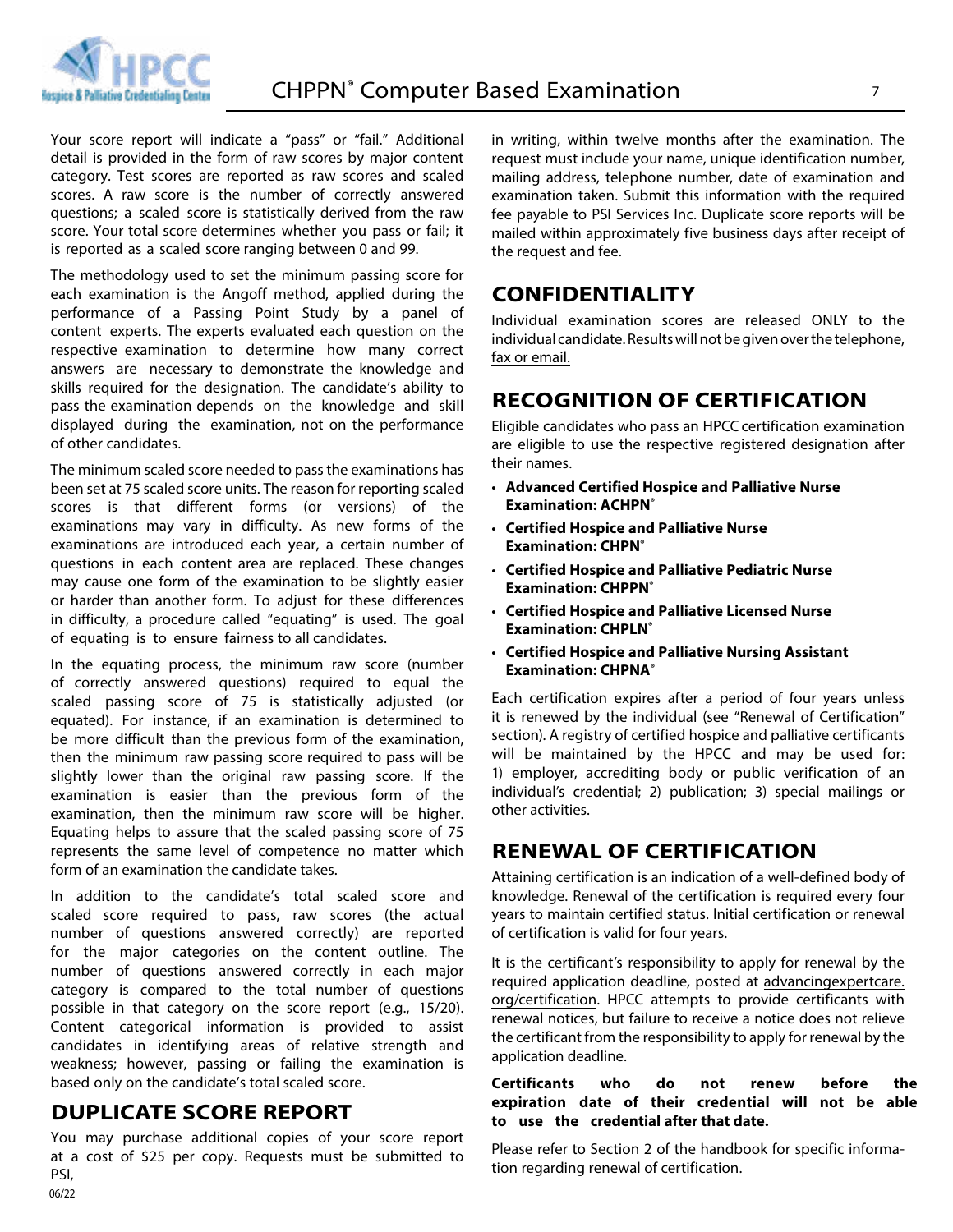Your score report will indicate a "pass" or "fail." Additional detail is provided in the form of raw scores by major content category. Test scores are reported as raw scores and scaled scores. A raw score is the number of correctly answered questions; a scaled score is statistically derived from the raw score. Your total score determines whether you pass or fail; it is reported as a scaled score ranging between 0 and 99.

The methodology used to set the minimum passing score for each examination is the Angoff method, applied during the performance of a Passing Point Study by a panel of content experts. The experts evaluated each question on the respective examination to determine how many correct answers are necessary to demonstrate the knowledge and skills required for the designation. The candidate's ability to pass the examination depends on the knowledge and skill displayed during the examination, not on the performance of other candidates.

The minimum scaled score needed to pass the examinations has been set at 75 scaled score units. The reason for reporting scaled scores is that different forms (or versions) of the examinations may vary in difficulty. As new forms of the examinations are introduced each year, a certain number of questions in each content area are replaced. These changes may cause one form of the examination to be slightly easier or harder than another form. To adjust for these differences in difficulty, a procedure called "equating" is used. The goal of equating is to ensure fairness to all candidates.

In the equating process, the minimum raw score (number of correctly answered questions) required to equal the scaled passing score of 75 is statistically adjusted (or equated). For instance, if an examination is determined to be more difficult than the previous form of the examination, then the minimum raw passing score required to pass will be slightly lower than the original raw passing score. If the examination is easier than the previous form of the examination, then the minimum raw score will be higher. Equating helps to assure that the scaled passing score of 75 represents the same level of competence no matter which form of an examination the candidate takes.

In addition to the candidate's total scaled score and scaled score required to pass, raw scores (the actual number of questions answered correctly) are reported for the major categories on the content outline. The number of questions answered correctly in each major category is compared to the total number of questions possible in that category on the score report (e.g., 15/20). Content categorical information is provided to assist candidates in identifying areas of relative strength and weakness; however, passing or failing the examination is based only on the candidate's total scaled score.

## DUPLICATE SCORE REPORT

You may purchase additional copies of your score report at a cost of $25 per copy. Requests must be submitted to PSI, in writing, within twelve months after the examination. The request must include your name, unique identification number, mailing address, telephone number, date of examination and examination taken. Submit this information with the required fee payable to PSI Services Inc. Duplicate score reports will be mailed within approximately five business days after receipt of the request and fee.

## CONFIDENTIALITY

Individual examination scores are released ONLY to the individual candidate. Results will not be given over the telephone, fax or email.

## RECOGNITION OF CERTIFICATION

Eligible candidates who pass an HPCC certification examination are eligible to use the respective registered designation after their names.

- **Advanced Certified Hospice and Palliative Nurse Examination: ACHPN®**
- **Certified Hospice and Palliative Nurse Examination: CHPN®**
- **Certified Hospice and Palliative Pediatric Nurse Examination: CHPPN®**
- **Certified Hospice and Palliative Licensed Nurse Examination: CHPLN®**
- **Certified Hospice and Palliative Nursing Assistant Examination: CHPNA®**

Each certification expires after a period of four years unless it is renewed by the individual (see "Renewal of Certification" section). A registry of certified hospice and palliative certificants will be maintained by the HPCC and may be used for: 1) employer, accrediting body or public verification of an individual's credential; 2) publication; 3) special mailings or other activities.

## RENEWAL OF CERTIFICATION

Attaining certification is an indication of a well-defined body of knowledge. Renewal of the certification is required every four years to maintain certified status. Initial certification or renewal of certification is valid for four years.

It is the certificant's responsibility to apply for renewal by the required application deadline, posted at advancingexpertcare.org/certification. HPCC attempts to provide certificants with renewal notices, but failure to receive a notice does not relieve the certificant from the responsibility to apply for renewal by the application deadline.

**Certificants who do not renew before the expiration date of their credential will not be able to use the credential after that date.**

Please refer to Section 2 of the handbook for specific information regarding renewal of certification.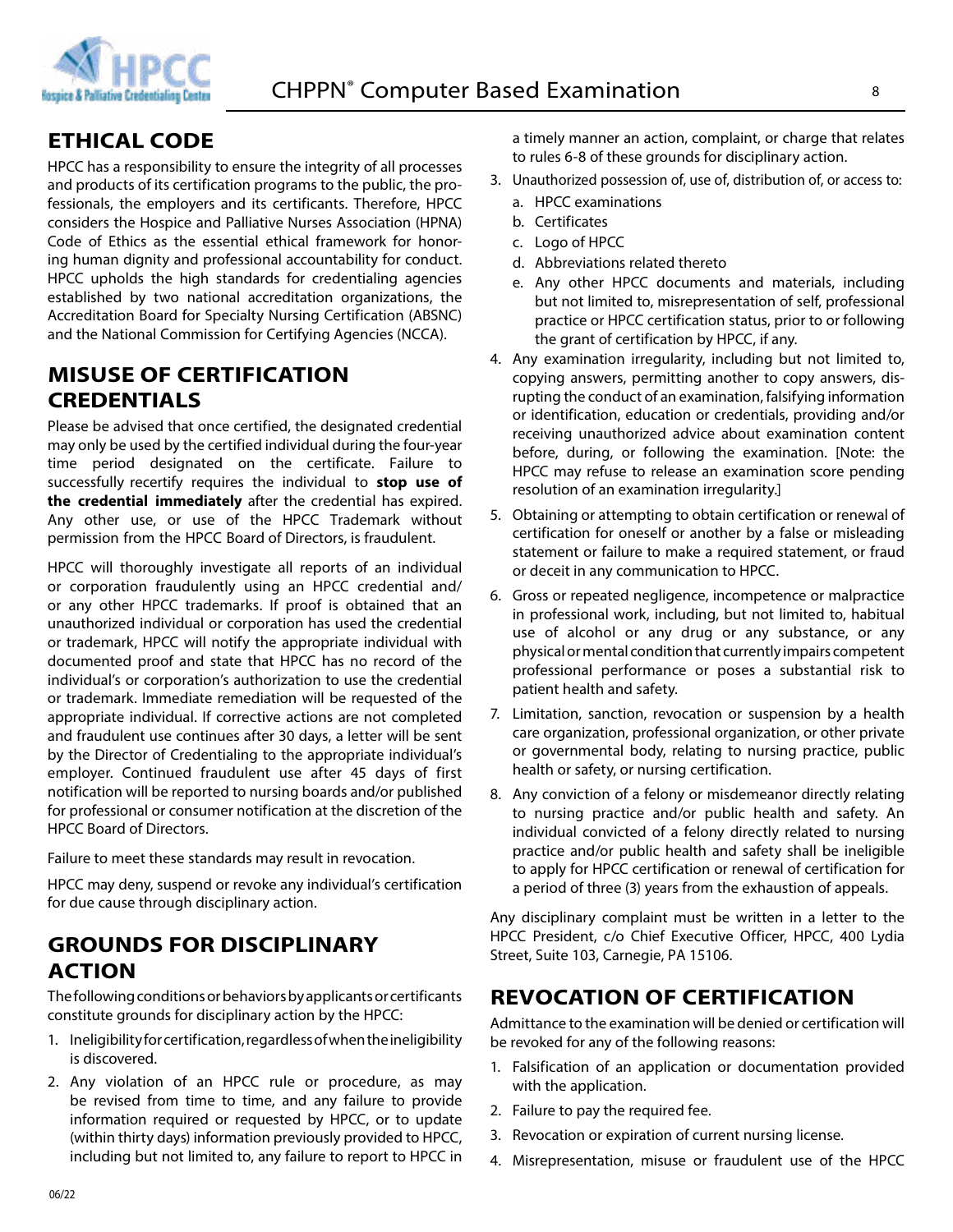## ETHICAL CODE

HPCC has a responsibility to ensure the integrity of all processes and products of its certification programs to the public, the professionals, the employers and its certificants. Therefore, HPCC considers the Hospice and Palliative Nurses Association (HPNA) Code of Ethics as the essential ethical framework for honoring human dignity and professional accountability for conduct. HPCC upholds the high standards for credentialing agencies established by two national accreditation organizations, the Accreditation Board for Specialty Nursing Certification (ABSNC) and the National Commission for Certifying Agencies (NCCA).

## MISUSE OF CERTIFICATION CREDENTIALS

Please be advised that once certified, the designated credential may only be used by the certified individual during the four-year time period designated on the certificate. Failure to successfully recertify requires the individual to **stop use of the credential immediately** after the credential has expired. Any other use, or use of the HPCC Trademark without permission from the HPCC Board of Directors, is fraudulent.

HPCC will thoroughly investigate all reports of an individual or corporation fraudulently using an HPCC credential and/or any other HPCC trademarks. If proof is obtained that an unauthorized individual or corporation has used the credential or trademark, HPCC will notify the appropriate individual with documented proof and state that HPCC has no record of the individual's or corporation's authorization to use the credential or trademark. Immediate remediation will be requested of the appropriate individual. If corrective actions are not completed and fraudulent use continues after 30 days, a letter will be sent by the Director of Credentialing to the appropriate individual's employer. Continued fraudulent use after 45 days of first notification will be reported to nursing boards and/or published for professional or consumer notification at the discretion of the HPCC Board of Directors.

Failure to meet these standards may result in revocation.

HPCC may deny, suspend or revoke any individual's certification for due cause through disciplinary action.

## GROUNDS FOR DISCIPLINARY ACTION

The following conditions or behaviors by applicants or certificants constitute grounds for disciplinary action by the HPCC:

1. Ineligibility for certification, regardless of when the ineligibility is discovered.
2. Any violation of an HPCC rule or procedure, as may be revised from time to time, and any failure to provide information required or requested by HPCC, or to update (within thirty days) information previously provided to HPCC, including but not limited to, any failure to report to HPCC in a timely manner an action, complaint, or charge that relates to rules 6-8 of these grounds for disciplinary action.
3. Unauthorized possession of, use of, distribution of, or access to:
   a. HPCC examinations
   b. Certificates
   c. Logo of HPCC
   d. Abbreviations related thereto
   e. Any other HPCC documents and materials, including but not limited to, misrepresentation of self, professional practice or HPCC certification status, prior to or following the grant of certification by HPCC, if any.
4. Any examination irregularity, including but not limited to, copying answers, permitting another to copy answers, disrupting the conduct of an examination, falsifying information or identification, education or credentials, providing and/or receiving unauthorized advice about examination content before, during, or following the examination. [Note: the HPCC may refuse to release an examination score pending resolution of an examination irregularity.]
5. Obtaining or attempting to obtain certification or renewal of certification for oneself or another by a false or misleading statement or failure to make a required statement, or fraud or deceit in any communication to HPCC.
6. Gross or repeated negligence, incompetence or malpractice in professional work, including, but not limited to, habitual use of alcohol or any drug or any substance, or any physical or mental condition that currently impairs competent professional performance or poses a substantial risk to patient health and safety.
7. Limitation, sanction, revocation or suspension by a health care organization, professional organization, or other private or governmental body, relating to nursing practice, public health or safety, or nursing certification.
8. Any conviction of a felony or misdemeanor directly relating to nursing practice and/or public health and safety. An individual convicted of a felony directly related to nursing practice and/or public health and safety shall be ineligible to apply for HPCC certification or renewal of certification for a period of three (3) years from the exhaustion of appeals.

Any disciplinary complaint must be written in a letter to the HPCC President, c/o Chief Executive Officer, HPCC, 400 Lydia Street, Suite 103, Carnegie, PA 15106.

## REVOCATION OF CERTIFICATION

Admittance to the examination will be denied or certification will be revoked for any of the following reasons:

1. Falsification of an application or documentation provided with the application.
2. Failure to pay the required fee.
3. Revocation or expiration of current nursing license.
4. Misrepresentation, misuse or fraudulent use of the HPCC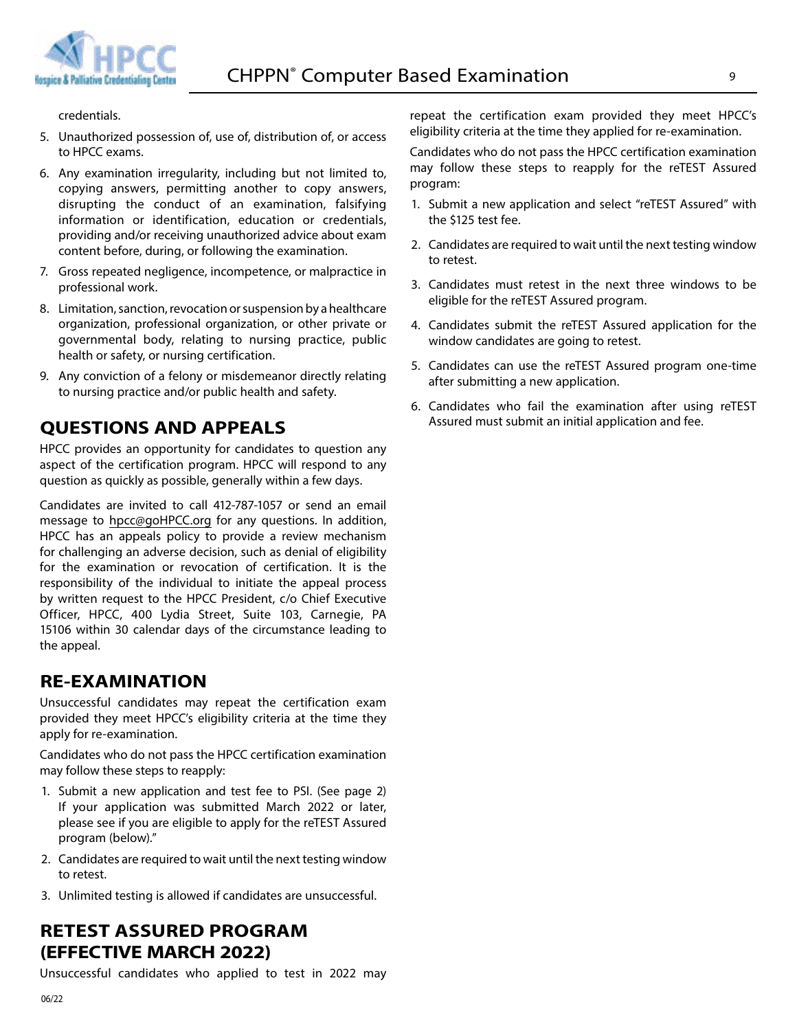credentials.

5. Unauthorized possession of, use of, distribution of, or access to HPCC exams.
6. Any examination irregularity, including but not limited to, copying answers, permitting another to copy answers, disrupting the conduct of an examination, falsifying information or identification, education or credentials, providing and/or receiving unauthorized advice about exam content before, during, or following the examination.
7. Gross repeated negligence, incompetence, or malpractice in professional work.
8. Limitation, sanction, revocation or suspension by a healthcare organization, professional organization, or other private or governmental body, relating to nursing practice, public health or safety, or nursing certification.
9. Any conviction of a felony or misdemeanor directly relating to nursing practice and/or public health and safety.

## QUESTIONS AND APPEALS

HPCC provides an opportunity for candidates to question any aspect of the certification program. HPCC will respond to any question as quickly as possible, generally within a few days.

Candidates are invited to call 412-787-1057 or send an email message to hpcc@goHPCC.org for any questions. In addition, HPCC has an appeals policy to provide a review mechanism for challenging an adverse decision, such as denial of eligibility for the examination or revocation of certification. It is the responsibility of the individual to initiate the appeal process by written request to the HPCC President, c/o Chief Executive Officer, HPCC, 400 Lydia Street, Suite 103, Carnegie, PA 15106 within 30 calendar days of the circumstance leading to the appeal.

## RE-EXAMINATION

Unsuccessful candidates may repeat the certification exam provided they meet HPCC's eligibility criteria at the time they apply for re-examination.

Candidates who do not pass the HPCC certification examination may follow these steps to reapply:

1. Submit a new application and test fee to PSI. (See page 2) If your application was submitted March 2022 or later, please see if you are eligible to apply for the reTEST Assured program (below)."
2. Candidates are required to wait until the next testing window to retest.
3. Unlimited testing is allowed if candidates are unsuccessful.

## RETEST ASSURED PROGRAM (EFFECTIVE MARCH 2022)

Unsuccessful candidates who applied to test in 2022 may repeat the certification exam provided they meet HPCC's eligibility criteria at the time they applied for re-examination.

Candidates who do not pass the HPCC certification examination may follow these steps to reapply for the reTEST Assured program:

1. Submit a new application and select "reTEST Assured" with the $125 test fee.
2. Candidates are required to wait until the next testing window to retest.
3. Candidates must retest in the next three windows to be eligible for the reTEST Assured program.
4. Candidates submit the reTEST Assured application for the window candidates are going to retest.
5. Candidates can use the reTEST Assured program one-time after submitting a new application.
6. Candidates who fail the examination after using reTEST Assured must submit an initial application and fee.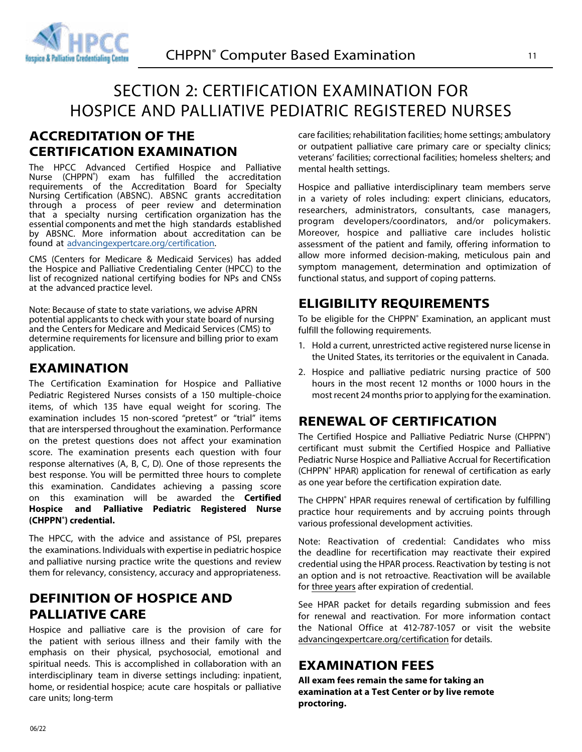# SECTION 2: CERTIFICATION EXAMINATION FOR HOSPICE AND PALLIATIVE PEDIATRIC REGISTERED NURSES

## ACCREDITATION OF THE CERTIFICATION EXAMINATION

The HPCC Advanced Certified Hospice and Palliative Nurse (CHPPN®) exam has fulfilled the accreditation requirements of the Accreditation Board for Specialty Nursing Certification (ABSNC). ABSNC grants accreditation through a process of peer review and determination that a specialty nursing certification organization has the essential components and met the high standards established by ABSNC. More information about accreditation can be found at advancingexpertcare.org/certification.

CMS (Centers for Medicare & Medicaid Services) has added the Hospice and Palliative Credentialing Center (HPCC) to the list of recognized national certifying bodies for NPs and CNSs at the advanced practice level.

Note: Because of state to state variations, we advise APRN potential applicants to check with your state board of nursing and the Centers for Medicare and Medicaid Services (CMS) to determine requirements for licensure and billing prior to exam application.

## EXAMINATION

The Certification Examination for Hospice and Palliative Pediatric Registered Nurses consists of a 150 multiple-choice items, of which 135 have equal weight for scoring. The examination includes 15 non-scored "pretest" or "trial" items that are interspersed throughout the examination. Performance on the pretest questions does not affect your examination score. The examination presents each question with four response alternatives (A, B, C, D). One of those represents the best response. You will be permitted three hours to complete this examination. Candidates achieving a passing score on this examination will be awarded the **Certified Hospice and Palliative Pediatric Registered Nurse (CHPPN®) credential.**

The HPCC, with the advice and assistance of PSI, prepares the examinations. Individuals with expertise in pediatric hospice and palliative nursing practice write the questions and review them for relevancy, consistency, accuracy and appropriateness.

## DEFINITION OF HOSPICE AND PALLIATIVE CARE

Hospice and palliative care is the provision of care for the patient with serious illness and their family with the emphasis on their physical, psychosocial, emotional and spiritual needs. This is accomplished in collaboration with an interdisciplinary team in diverse settings including: inpatient, home, or residential hospice; acute care hospitals or palliative care units; long-term care facilities; rehabilitation facilities; home settings; ambulatory or outpatient palliative care primary care or specialty clinics; veterans' facilities; correctional facilities; homeless shelters; and mental health settings.

Hospice and palliative interdisciplinary team members serve in a variety of roles including: expert clinicians, educators, researchers, administrators, consultants, case managers, program developers/coordinators, and/or policymakers. Moreover, hospice and palliative care includes holistic assessment of the patient and family, offering information to allow more informed decision-making, meticulous pain and symptom management, determination and optimization of functional status, and support of coping patterns.

## ELIGIBILITY REQUIREMENTS

To be eligible for the CHPPN® Examination, an applicant must fulfill the following requirements.

1. Hold a current, unrestricted active registered nurse license in the United States, its territories or the equivalent in Canada.
2. Hospice and palliative pediatric nursing practice of 500 hours in the most recent 12 months or 1000 hours in the most recent 24 months prior to applying for the examination.

## RENEWAL OF CERTIFICATION

The Certified Hospice and Palliative Pediatric Nurse (CHPPN®) certificant must submit the Certified Hospice and Palliative Pediatric Nurse Hospice and Palliative Accrual for Recertification (CHPPN® HPAR) application for renewal of certification as early as one year before the certification expiration date.

The CHPPN® HPAR requires renewal of certification by fulfilling practice hour requirements and by accruing points through various professional development activities.

Note: Reactivation of credential: Candidates who miss the deadline for recertification may reactivate their expired credential using the HPAR process. Reactivation by testing is not an option and is not retroactive. Reactivation will be available for three years after expiration of credential.

See HPAR packet for details regarding submission and fees for renewal and reactivation. For more information contact the National Office at 412-787-1057 or visit the website advancingexpertcare.org/certification for details.

## EXAMINATION FEES

**All exam fees remain the same for taking an examination at a Test Center or by live remote proctoring.**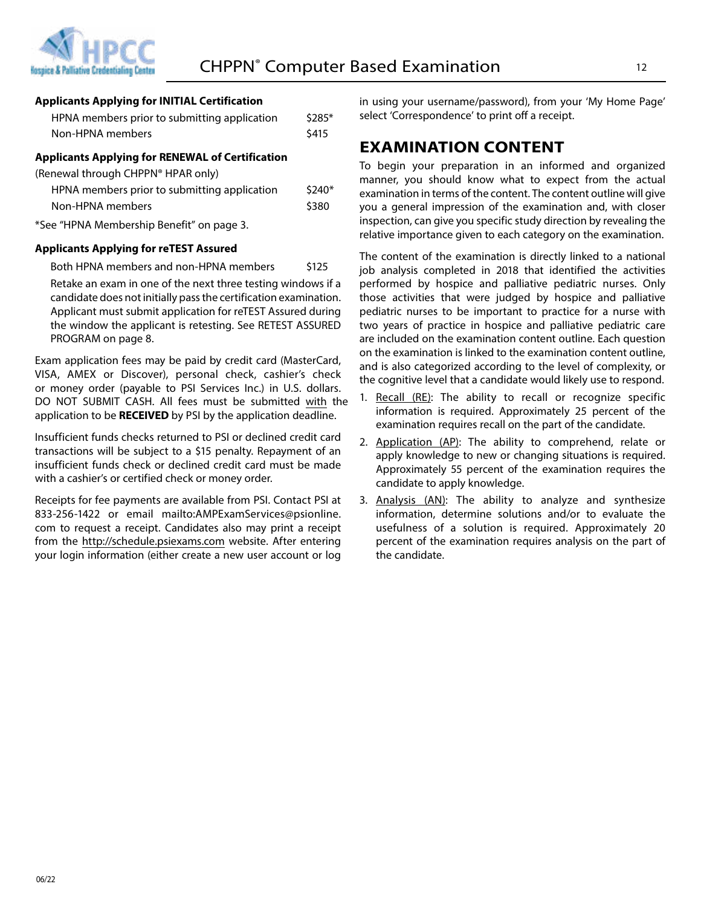**Applicants Applying for INITIAL Certification**

| | |
|---|---|
| HPNA members prior to submitting application | $285* |
| Non-HPNA members | $415 |

**Applicants Applying for RENEWAL of Certification**

(Renewal through CHPPN® HPAR only)

| | |
|---|---|
| HPNA members prior to submitting application | $240* |
| Non-HPNA members | $380 |

*See "HPNA Membership Benefit" on page 3.

**Applicants Applying for reTEST Assured**

| | |
|---|---|
| Both HPNA members and non-HPNA members | $125 |

Retake an exam in one of the next three testing windows if a candidate does not initially pass the certification examination. Applicant must submit application for reTEST Assured during the window the applicant is retesting. See RETEST ASSURED PROGRAM on page 8.

Exam application fees may be paid by credit card (MasterCard, VISA, AMEX or Discover), personal check, cashier's check or money order (payable to PSI Services Inc.) in U.S. dollars. DO NOT SUBMIT CASH. All fees must be submitted with the application to be **RECEIVED** by PSI by the application deadline.

Insufficient funds checks returned to PSI or declined credit card transactions will be subject to a $15 penalty. Repayment of an insufficient funds check or declined credit card must be made with a cashier's or certified check or money order.

Receipts for fee payments are available from PSI. Contact PSI at 833-256-1422 or email mailto:AMPExamServices@psionline.com to request a receipt. Candidates also may print a receipt from the http://schedule.psiexams.com website. After entering your login information (either create a new user account or log in using your username/password), from your 'My Home Page' select 'Correspondence' to print off a receipt.

## EXAMINATION CONTENT

To begin your preparation in an informed and organized manner, you should know what to expect from the actual examination in terms of the content. The content outline will give you a general impression of the examination and, with closer inspection, can give you specific study direction by revealing the relative importance given to each category on the examination.

The content of the examination is directly linked to a national job analysis completed in 2018 that identified the activities performed by hospice and palliative pediatric nurses. Only those activities that were judged by hospice and palliative pediatric nurses to be important to practice for a nurse with two years of practice in hospice and palliative pediatric care are included on the examination content outline. Each question on the examination is linked to the examination content outline, and is also categorized according to the level of complexity, or the cognitive level that a candidate would likely use to respond.

1. Recall (RE): The ability to recall or recognize specific information is required. Approximately 25 percent of the examination requires recall on the part of the candidate.
2. Application (AP): The ability to comprehend, relate or apply knowledge to new or changing situations is required. Approximately 55 percent of the examination requires the candidate to apply knowledge.
3. Analysis (AN): The ability to analyze and synthesize information, determine solutions and/or to evaluate the usefulness of a solution is required. Approximately 20 percent of the examination requires analysis on the part of the candidate.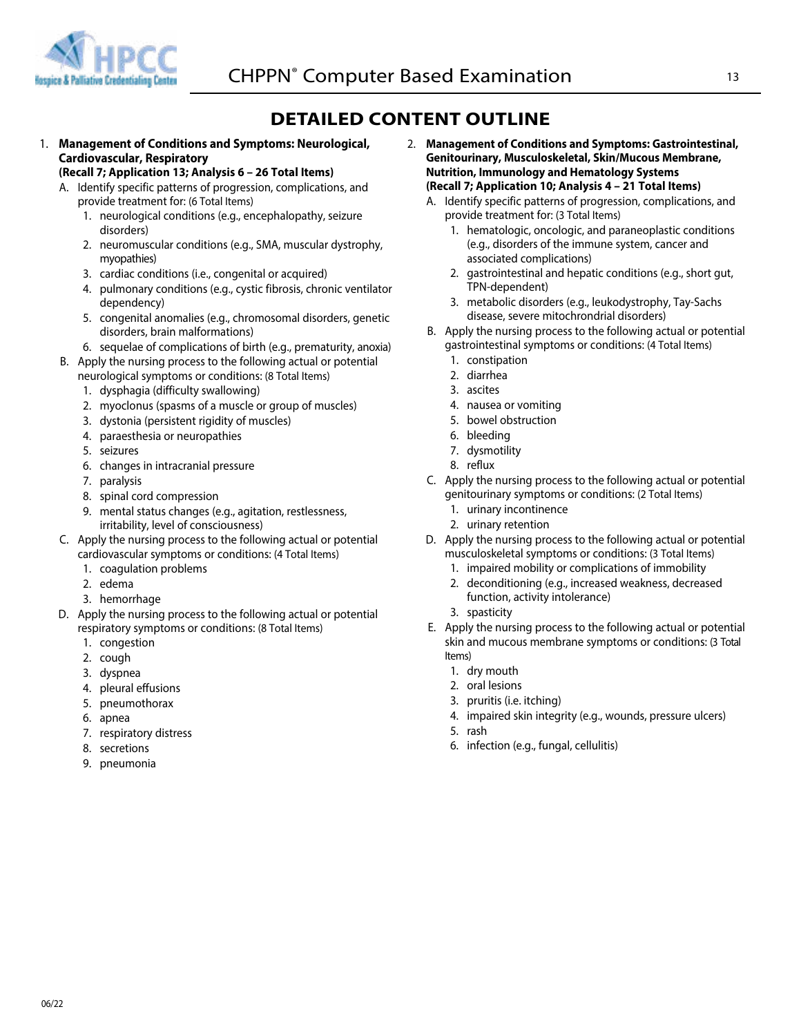# DETAILED CONTENT OUTLINE

1. **Management of Conditions and Symptoms: Neurological, Cardiovascular, Respiratory (Recall 7; Application 13; Analysis 6 – 26 Total Items)**
   A. Identify specific patterns of progression, complications, and provide treatment for: (6 Total Items)
      1. neurological conditions (e.g., encephalopathy, seizure disorders)
      2. neuromuscular conditions (e.g., SMA, muscular dystrophy, myopathies)
      3. cardiac conditions (i.e., congenital or acquired)
      4. pulmonary conditions (e.g., cystic fibrosis, chronic ventilator dependency)
      5. congenital anomalies (e.g., chromosomal disorders, genetic disorders, brain malformations)
      6. sequelae of complications of birth (e.g., prematurity, anoxia)

   B. Apply the nursing process to the following actual or potential neurological symptoms or conditions: (8 Total Items)
      1. dysphagia (difficulty swallowing)
      2. myoclonus (spasms of a muscle or group of muscles)
      3. dystonia (persistent rigidity of muscles)
      4. paraesthesia or neuropathies
      5. seizures
      6. changes in intracranial pressure
      7. paralysis
      8. spinal cord compression
      9. mental status changes (e.g., agitation, restlessness, irritability, level of consciousness)

   C. Apply the nursing process to the following actual or potential cardiovascular symptoms or conditions: (4 Total Items)
      1. coagulation problems
      2. edema
      3. hemorrhage

   D. Apply the nursing process to the following actual or potential respiratory symptoms or conditions: (8 Total Items)
      1. congestion
      2. cough
      3. dyspnea
      4. pleural effusions
      5. pneumothorax
      6. apnea
      7. respiratory distress
      8. secretions
      9. pneumonia

2. **Management of Conditions and Symptoms: Gastrointestinal, Genitourinary, Musculoskeletal, Skin/Mucous Membrane, Nutrition, Immunology and Hematology Systems (Recall 7; Application 10; Analysis 4 – 21 Total Items)**
   A. Identify specific patterns of progression, complications, and provide treatment for: (3 Total Items)
      1. hematologic, oncologic, and paraneoplastic conditions (e.g., disorders of the immune system, cancer and associated complications)
      2. gastrointestinal and hepatic conditions (e.g., short gut, TPN-dependent)
      3. metabolic disorders (e.g., leukodystrophy, Tay-Sachs disease, severe mitochrondrial disorders)

   B. Apply the nursing process to the following actual or potential gastrointestinal symptoms or conditions: (4 Total Items)
      1. constipation
      2. diarrhea
      3. ascites
      4. nausea or vomiting
      5. bowel obstruction
      6. bleeding
      7. dysmotility
      8. reflux

   C. Apply the nursing process to the following actual or potential genitourinary symptoms or conditions: (2 Total Items)
      1. urinary incontinence
      2. urinary retention

   D. Apply the nursing process to the following actual or potential musculoskeletal symptoms or conditions: (3 Total Items)
      1. impaired mobility or complications of immobility
      2. deconditioning (e.g., increased weakness, decreased function, activity intolerance)
      3. spasticity

   E. Apply the nursing process to the following actual or potential skin and mucous membrane symptoms or conditions: (3 Total Items)
      1. dry mouth
      2. oral lesions
      3. pruritis (i.e. itching)
      4. impaired skin integrity (e.g., wounds, pressure ulcers)
      5. rash
      6. infection (e.g., fungal, cellulitis)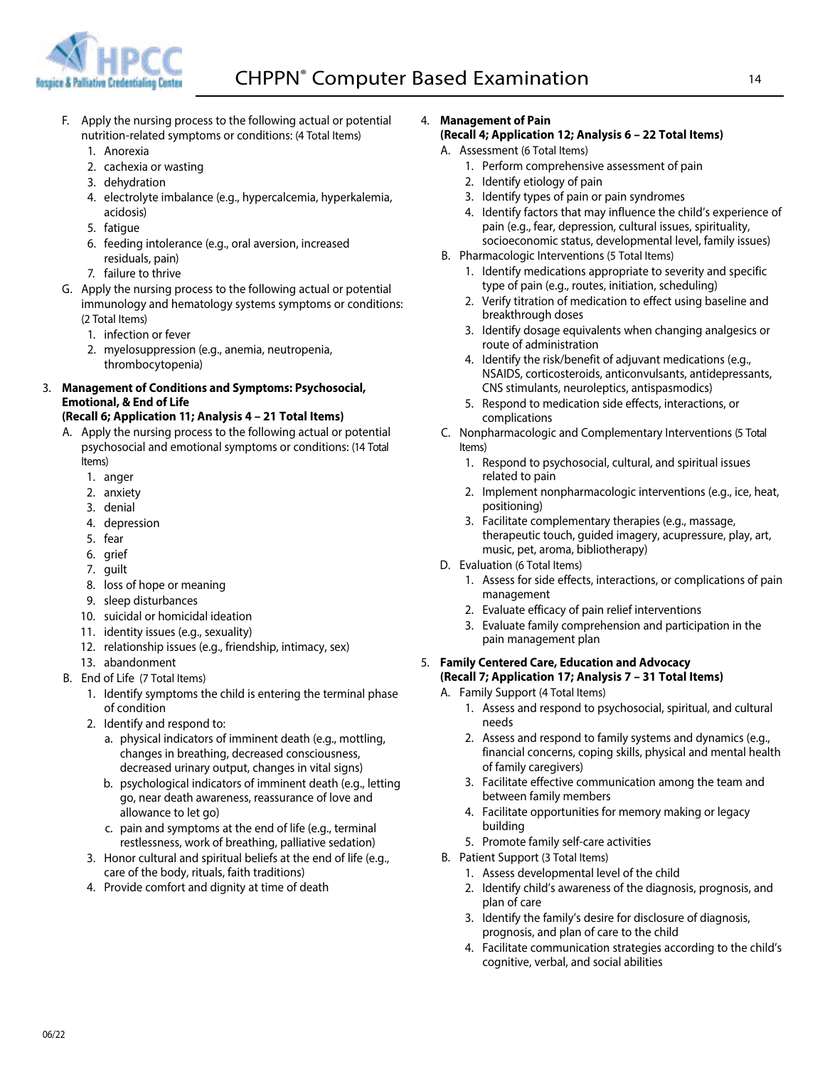F. Apply the nursing process to the following actual or potential nutrition-related symptoms or conditions: (4 Total Items)
   1. Anorexia
   2. cachexia or wasting
   3. dehydration
   4. electrolyte imbalance (e.g., hypercalcemia, hyperkalemia, acidosis)
   5. fatigue
   6. feeding intolerance (e.g., oral aversion, increased residuals, pain)
   7. failure to thrive

G. Apply the nursing process to the following actual or potential immunology and hematology systems symptoms or conditions: (2 Total Items)
   1. infection or fever
   2. myelosuppression (e.g., anemia, neutropenia, thrombocytopenia)

3. **Management of Conditions and Symptoms: Psychosocial, Emotional, & End of Life**
   **(Recall 6; Application 11; Analysis 4 – 21 Total Items)**

   A. Apply the nursing process to the following actual or potential psychosocial and emotional symptoms or conditions: (14 Total Items)
      1. anger
      2. anxiety
      3. denial
      4. depression
      5. fear
      6. grief
      7. guilt
      8. loss of hope or meaning
      9. sleep disturbances
      10. suicidal or homicidal ideation
      11. identity issues (e.g., sexuality)
      12. relationship issues (e.g., friendship, intimacy, sex)
      13. abandonment

   B. End of Life (7 Total Items)
      1. Identify symptoms the child is entering the terminal phase of condition
      2. Identify and respond to:
         a. physical indicators of imminent death (e.g., mottling, changes in breathing, decreased consciousness, decreased urinary output, changes in vital signs)
         b. psychological indicators of imminent death (e.g., letting go, near death awareness, reassurance of love and allowance to let go)
         c. pain and symptoms at the end of life (e.g., terminal restlessness, work of breathing, palliative sedation)
      3. Honor cultural and spiritual beliefs at the end of life (e.g., care of the body, rituals, faith traditions)
      4. Provide comfort and dignity at time of death

4. **Management of Pain**
   **(Recall 4; Application 12; Analysis 6 – 22 Total Items)**

   A. Assessment (6 Total Items)
      1. Perform comprehensive assessment of pain
      2. Identify etiology of pain
      3. Identify types of pain or pain syndromes
      4. Identify factors that may influence the child's experience of pain (e.g., fear, depression, cultural issues, spirituality, socioeconomic status, developmental level, family issues)

   B. Pharmacologic Interventions (5 Total Items)
      1. Identify medications appropriate to severity and specific type of pain (e.g., routes, initiation, scheduling)
      2. Verify titration of medication to effect using baseline and breakthrough doses
      3. Identify dosage equivalents when changing analgesics or route of administration
      4. Identify the risk/benefit of adjuvant medications (e.g., NSAIDS, corticosteroids, anticonvulsants, antidepressants, CNS stimulants, neuroleptics, antispasmodics)
      5. Respond to medication side effects, interactions, or complications

   C. Nonpharmacologic and Complementary Interventions (5 Total Items)
      1. Respond to psychosocial, cultural, and spiritual issues related to pain
      2. Implement nonpharmacologic interventions (e.g., ice, heat, positioning)
      3. Facilitate complementary therapies (e.g., massage, therapeutic touch, guided imagery, acupressure, play, art, music, pet, aroma, bibliotherapy)

   D. Evaluation (6 Total Items)
      1. Assess for side effects, interactions, or complications of pain management
      2. Evaluate efficacy of pain relief interventions
      3. Evaluate family comprehension and participation in the pain management plan

5. **Family Centered Care, Education and Advocacy**
   **(Recall 7; Application 17; Analysis 7 – 31 Total Items)**

   A. Family Support (4 Total Items)
      1. Assess and respond to psychosocial, spiritual, and cultural needs
      2. Assess and respond to family systems and dynamics (e.g., financial concerns, coping skills, physical and mental health of family caregivers)
      3. Facilitate effective communication among the team and between family members
      4. Facilitate opportunities for memory making or legacy building
      5. Promote family self-care activities

   B. Patient Support (3 Total Items)
      1. Assess developmental level of the child
      2. Identify child's awareness of the diagnosis, prognosis, and plan of care
      3. Identify the family's desire for disclosure of diagnosis, prognosis, and plan of care to the child
      4. Facilitate communication strategies according to the child's cognitive, verbal, and social abilities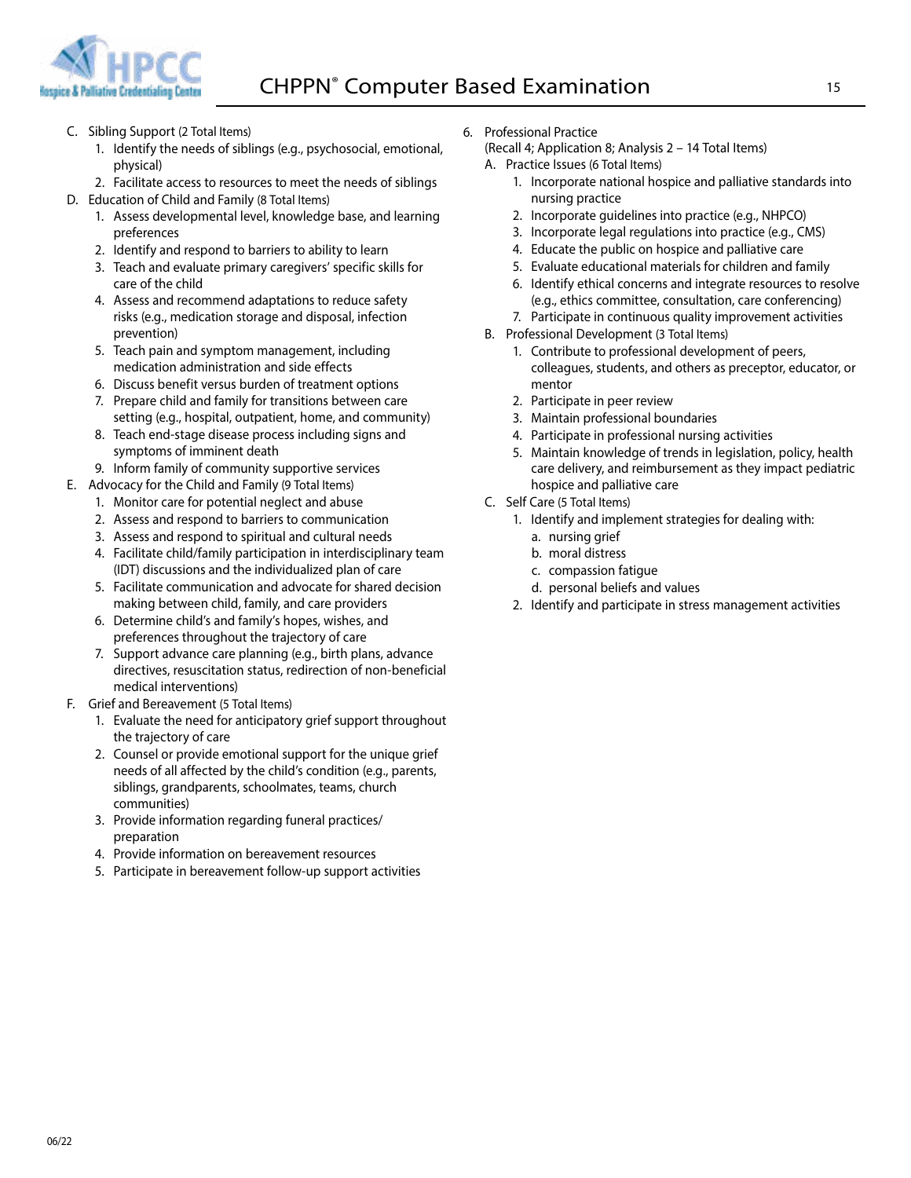C. Sibling Support (2 Total Items)
   1. Identify the needs of siblings (e.g., psychosocial, emotional, physical)
   2. Facilitate access to resources to meet the needs of siblings

D. Education of Child and Family (8 Total Items)
   1. Assess developmental level, knowledge base, and learning preferences
   2. Identify and respond to barriers to ability to learn
   3. Teach and evaluate primary caregivers' specific skills for care of the child
   4. Assess and recommend adaptations to reduce safety risks (e.g., medication storage and disposal, infection prevention)
   5. Teach pain and symptom management, including medication administration and side effects
   6. Discuss benefit versus burden of treatment options
   7. Prepare child and family for transitions between care setting (e.g., hospital, outpatient, home, and community)
   8. Teach end-stage disease process including signs and symptoms of imminent death
   9. Inform family of community supportive services

E. Advocacy for the Child and Family (9 Total Items)
   1. Monitor care for potential neglect and abuse
   2. Assess and respond to barriers to communication
   3. Assess and respond to spiritual and cultural needs
   4. Facilitate child/family participation in interdisciplinary team (IDT) discussions and the individualized plan of care
   5. Facilitate communication and advocate for shared decision making between child, family, and care providers
   6. Determine child's and family's hopes, wishes, and preferences throughout the trajectory of care
   7. Support advance care planning (e.g., birth plans, advance directives, resuscitation status, redirection of non-beneficial medical interventions)

F. Grief and Bereavement (5 Total Items)
   1. Evaluate the need for anticipatory grief support throughout the trajectory of care
   2. Counsel or provide emotional support for the unique grief needs of all affected by the child's condition (e.g., parents, siblings, grandparents, schoolmates, teams, church communities)
   3. Provide information regarding funeral practices/preparation
   4. Provide information on bereavement resources
   5. Participate in bereavement follow-up support activities

6. Professional Practice
   (Recall 4; Application 8; Analysis 2 – 14 Total Items)

   A. Practice Issues (6 Total Items)
      1. Incorporate national hospice and palliative standards into nursing practice
      2. Incorporate guidelines into practice (e.g., NHPCO)
      3. Incorporate legal regulations into practice (e.g., CMS)
      4. Educate the public on hospice and palliative care
      5. Evaluate educational materials for children and family
      6. Identify ethical concerns and integrate resources to resolve (e.g., ethics committee, consultation, care conferencing)
      7. Participate in continuous quality improvement activities

   B. Professional Development (3 Total Items)
      1. Contribute to professional development of peers, colleagues, students, and others as preceptor, educator, or mentor
      2. Participate in peer review
      3. Maintain professional boundaries
      4. Participate in professional nursing activities
      5. Maintain knowledge of trends in legislation, policy, health care delivery, and reimbursement as they impact pediatric hospice and palliative care

   C. Self Care (5 Total Items)
      1. Identify and implement strategies for dealing with:
         a. nursing grief
         b. moral distress
         c. compassion fatigue
         d. personal beliefs and values
      2. Identify and participate in stress management activities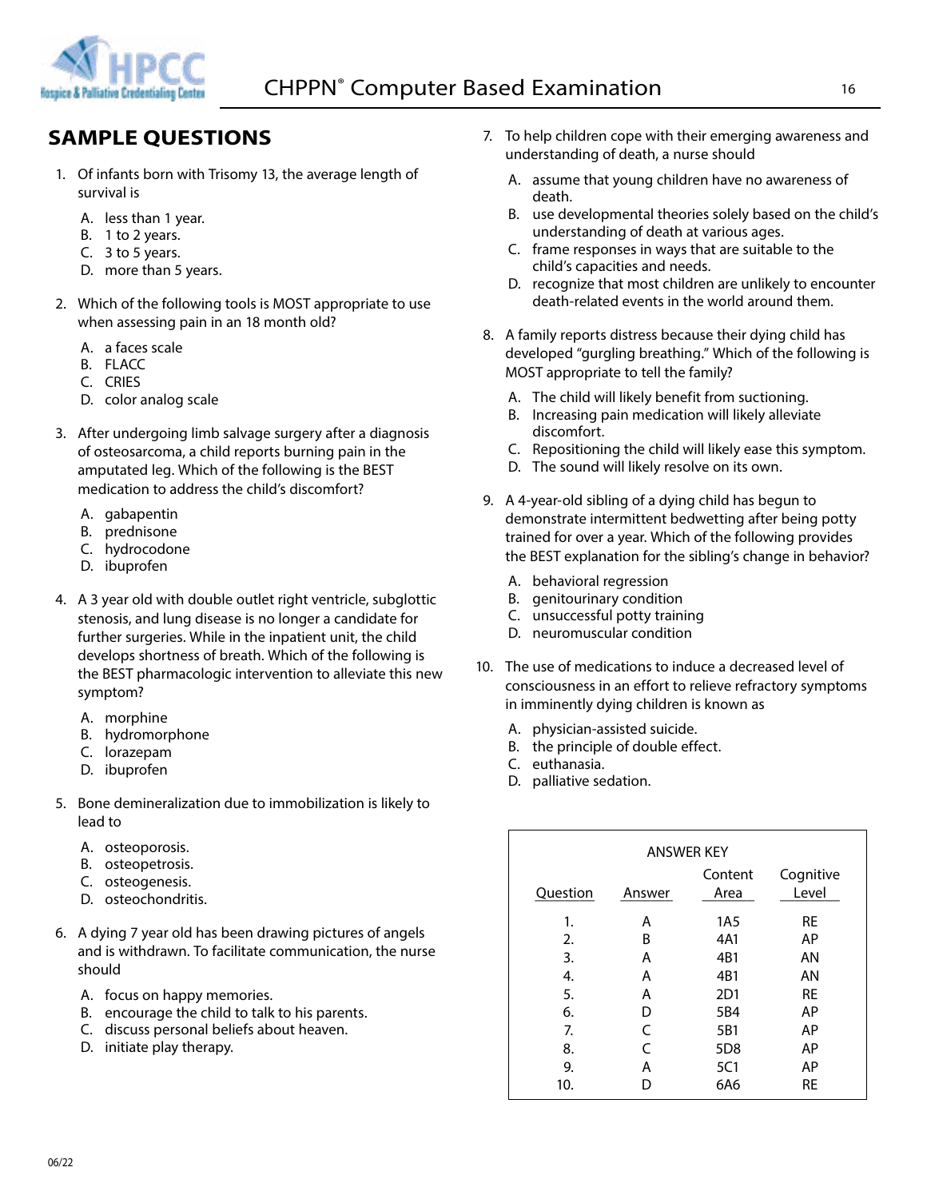## SAMPLE QUESTIONS

1. Of infants born with Trisomy 13, the average length of survival is
   A. less than 1 year.
   B. 1 to 2 years.
   C. 3 to 5 years.
   D. more than 5 years.

2. Which of the following tools is MOST appropriate to use when assessing pain in an 18 month old?
   A. a faces scale
   B. FLACC
   C. CRIES
   D. color analog scale

3. After undergoing limb salvage surgery after a diagnosis of osteosarcoma, a child reports burning pain in the amputated leg. Which of the following is the BEST medication to address the child's discomfort?
   A. gabapentin
   B. prednisone
   C. hydrocodone
   D. ibuprofen

4. A 3 year old with double outlet right ventricle, subglottic stenosis, and lung disease is no longer a candidate for further surgeries. While in the inpatient unit, the child develops shortness of breath. Which of the following is the BEST pharmacologic intervention to alleviate this new symptom?
   A. morphine
   B. hydromorphone
   C. lorazepam
   D. ibuprofen

5. Bone demineralization due to immobilization is likely to lead to
   A. osteoporosis.
   B. osteopetrosis.
   C. osteogenesis.
   D. osteochondritis.

6. A dying 7 year old has been drawing pictures of angels and is withdrawn. To facilitate communication, the nurse should
   A. focus on happy memories.
   B. encourage the child to talk to his parents.
   C. discuss personal beliefs about heaven.
   D. initiate play therapy.

7. To help children cope with their emerging awareness and understanding of death, a nurse should
   A. assume that young children have no awareness of death.
   B. use developmental theories solely based on the child's understanding of death at various ages.
   C. frame responses in ways that are suitable to the child's capacities and needs.
   D. recognize that most children are unlikely to encounter death-related events in the world around them.

8. A family reports distress because their dying child has developed "gurgling breathing." Which of the following is MOST appropriate to tell the family?
   A. The child will likely benefit from suctioning.
   B. Increasing pain medication will likely alleviate discomfort.
   C. Repositioning the child will likely ease this symptom.
   D. The sound will likely resolve on its own.

9. A 4-year-old sibling of a dying child has begun to demonstrate intermittent bedwetting after being potty trained for over a year. Which of the following provides the BEST explanation for the sibling's change in behavior?
   A. behavioral regression
   B. genitourinary condition
   C. unsuccessful potty training
   D. neuromuscular condition

10. The use of medications to induce a decreased level of consciousness in an effort to relieve refractory symptoms in imminently dying children is known as
   A. physician-assisted suicide.
   B. the principle of double effect.
   C. euthanasia.
   D. palliative sedation.

ANSWER KEY

| Question | Answer | Content Area | Cognitive Level |
|---|---|---|---|
| 1. | A | 1A5 | RE |
| 2. | B | 4A1 | AP |
| 3. | A | 4B1 | AN |
| 4. | A | 4B1 | AN |
| 5. | A | 2D1 | RE |
| 6. | D | 5B4 | AP |
| 7. | C | 5B1 | AP |
| 8. | C | 5D8 | AP |
| 9. | A | 5C1 | AP |
| 10. | D | 6A6 | RE |

06/22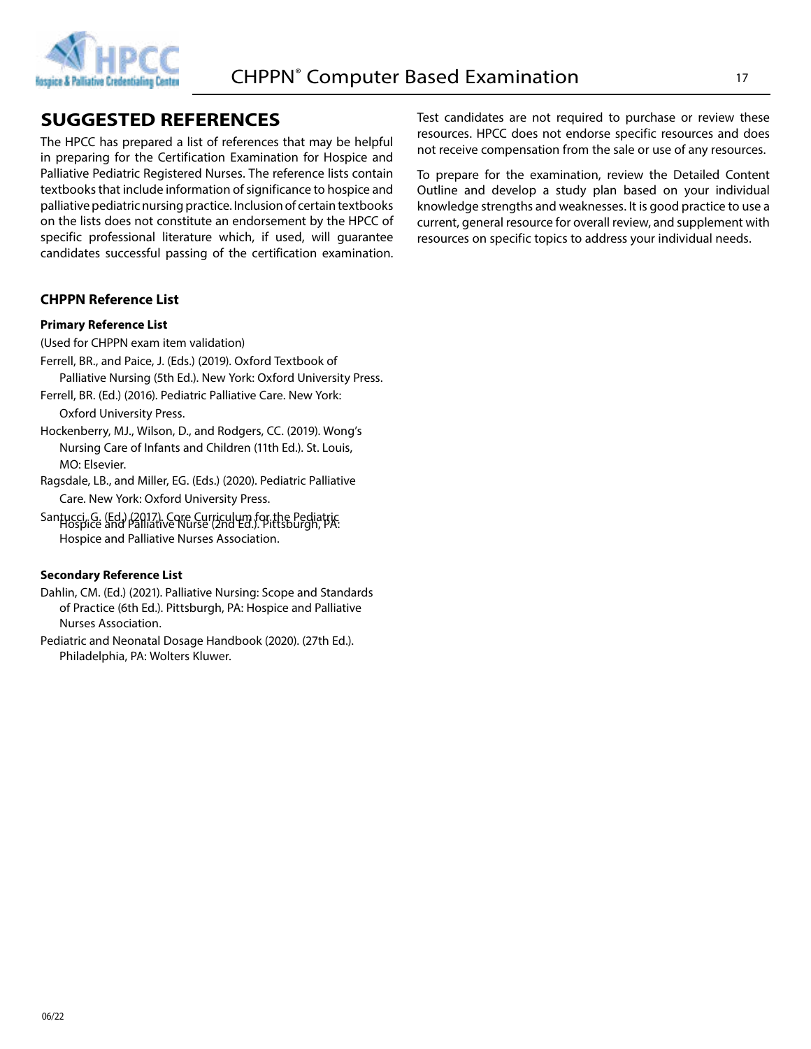## SUGGESTED REFERENCES

The HPCC has prepared a list of references that may be helpful in preparing for the Certification Examination for Hospice and Palliative Pediatric Registered Nurses. The reference lists contain textbooks that include information of significance to hospice and palliative pediatric nursing practice. Inclusion of certain textbooks on the lists does not constitute an endorsement by the HPCC of specific professional literature which, if used, will guarantee candidates successful passing of the certification examination.

Test candidates are not required to purchase or review these resources. HPCC does not endorse specific resources and does not receive compensation from the sale or use of any resources.

To prepare for the examination, review the Detailed Content Outline and develop a study plan based on your individual knowledge strengths and weaknesses. It is good practice to use a current, general resource for overall review, and supplement with resources on specific topics to address your individual needs.

### CHPPN Reference List

#### Primary Reference List

(Used for CHPPN exam item validation)

Ferrell, BR., and Paice, J. (Eds.) (2019). Oxford Textbook of Palliative Nursing (5th Ed.). New York: Oxford University Press.

Ferrell, BR. (Ed.) (2016). Pediatric Palliative Care. New York: Oxford University Press.

Hockenberry, MJ., Wilson, D., and Rodgers, CC. (2019). Wong's Nursing Care of Infants and Children (11th Ed.). St. Louis, MO: Elsevier.

Ragsdale, LB., and Miller, EG. (Eds.) (2020). Pediatric Palliative Care. New York: Oxford University Press.

Santucci, G. (Ed.) (2017). Core Curriculum for the Pediatric Hospice and Palliative Nurse (2nd Ed.). Pittsburgh, PA: Hospice and Palliative Nurses Association.

#### Secondary Reference List

Dahlin, CM. (Ed.) (2021). Palliative Nursing: Scope and Standards of Practice (6th Ed.). Pittsburgh, PA: Hospice and Palliative Nurses Association.

Pediatric and Neonatal Dosage Handbook (2020). (27th Ed.). Philadelphia, PA: Wolters Kluwer.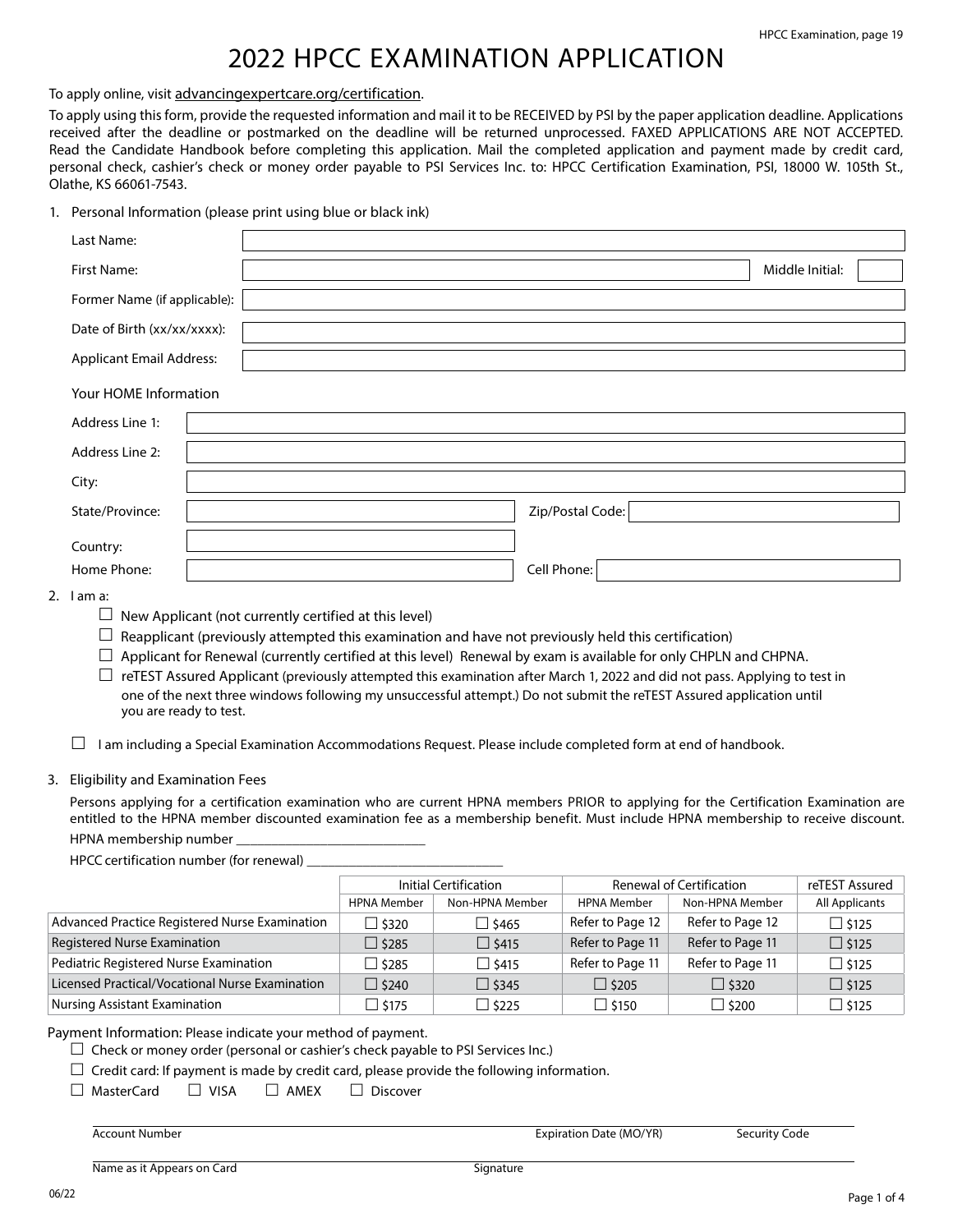# 2022 HPCC EXAMINATION APPLICATION

To apply online, visit advancingexpertcare.org/certification.

To apply using this form, provide the requested information and mail it to be RECEIVED by PSI by the paper application deadline. Applications received after the deadline or postmarked on the deadline will be returned unprocessed. FAXED APPLICATIONS ARE NOT ACCEPTED. Read the Candidate Handbook before completing this application. Mail the completed application and payment made by credit card, personal check, cashier's check or money order payable to PSI Services Inc. to: HPCC Certification Examination, PSI, 18000 W. 105th St., Olathe, KS 66061-7543.

1. Personal Information (please print using blue or black ink)

Last Name:

First Name: Middle Initial:

Former Name (if applicable):

Date of Birth (xx/xx/xxxx):

Applicant Email Address:

Your HOME Information

Address Line 1:

Address Line 2:

City:

State/Province: Zip/Postal Code:

Country:

Home Phone: Cell Phone:

2. I am a:
   - ☐ New Applicant (not currently certified at this level)
   - ☐ Reapplicant (previously attempted this examination and have not previously held this certification)
   - ☐ Applicant for Renewal (currently certified at this level) Renewal by exam is available for only CHPLN and CHPNA.
   - ☐ reTEST Assured Applicant (previously attempted this examination after March 1, 2022 and did not pass. Applying to test in one of the next three windows following my unsuccessful attempt.) Do not submit the reTEST Assured application until you are ready to test.

   ☐ I am including a Special Examination Accommodations Request. Please include completed form at end of handbook.

3. Eligibility and Examination Fees

   Persons applying for a certification examination who are current HPNA members PRIOR to applying for the Certification Examination are entitled to the HPNA member discounted examination fee as a membership benefit. Must include HPNA membership to receive discount.

   HPNA membership number ___________________________

   HPCC certification number (for renewal) ____________________________

| | Initial Certification | | Renewal of Certification | | reTEST Assured |
|---|---|---|---|---|---|
| | HPNA Member | Non-HPNA Member | HPNA Member | Non-HPNA Member | All Applicants |
| Advanced Practice Registered Nurse Examination | ☐ $320 | ☐ $465 | Refer to Page 12 | Refer to Page 12 | ☐ $125 |
| Registered Nurse Examination | ☐ $285 | ☐ $415 | Refer to Page 11 | Refer to Page 11 | ☐ $125 |
| Pediatric Registered Nurse Examination | ☐ $285 | ☐ $415 | Refer to Page 11 | Refer to Page 11 | ☐ $125 |
| Licensed Practical/Vocational Nurse Examination | ☐ $240 | ☐ $345 | ☐ $205 | ☐ $320 | ☐ $125 |
| Nursing Assistant Examination | ☐ $175 | ☐ $225 | ☐ $150 | ☐ $200 | ☐ $125 |

Payment Information: Please indicate your method of payment.

☐ Check or money order (personal or cashier's check payable to PSI Services Inc.)

☐ Credit card: If payment is made by credit card, please provide the following information.

☐ MasterCard ☐ VISA ☐ AMEX ☐ Discover

Account Number _______________ Expiration Date (MO/YR) _______________ Security Code _______________

Name as it Appears on Card _______________ Signature _______________

06/22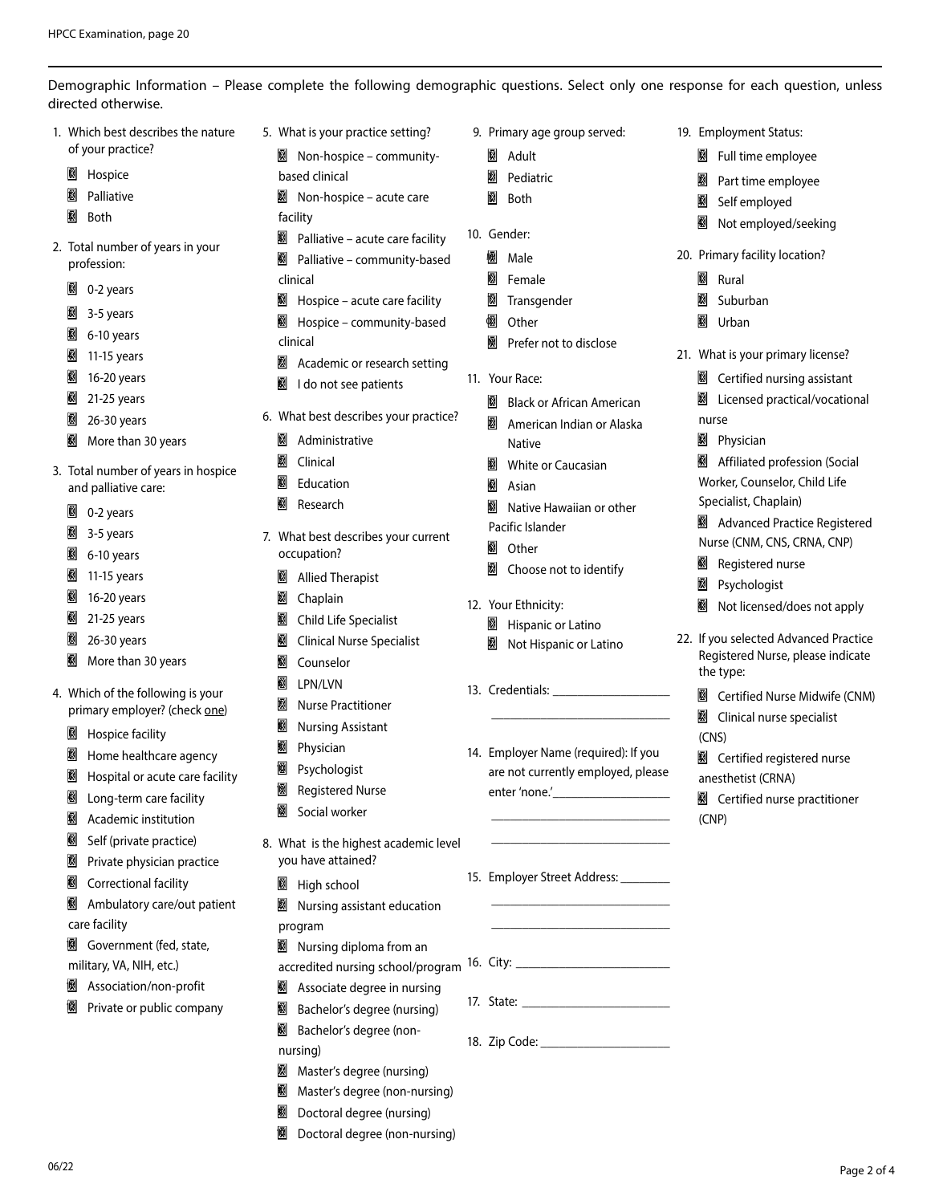Demographic Information – Please complete the following demographic questions. Select only one response for each question, unless directed otherwise.

1. Which best describes the nature of your practice?
   - Hospice
   - Palliative
   - Both

2. Total number of years in your profession:
   - 0-2 years
   - 3-5 years
   - 6-10 years
   - 11-15 years
   - 16-20 years
   - 21-25 years
   - 26-30 years
   - More than 30 years

3. Total number of years in hospice and palliative care:
   - 0-2 years
   - 3-5 years
   - 6-10 years
   - 11-15 years
   - 16-20 years
   - 21-25 years
   - 26-30 years
   - More than 30 years

4. Which of the following is your primary employer? (check one)
   - Hospice facility
   - Home healthcare agency
   - Hospital or acute care facility
   - Long-term care facility
   - Academic institution
   - Self (private practice)
   - Private physician practice
   - Correctional facility
   - Ambulatory care/out patient care facility
   - Government (fed, state, military, VA, NIH, etc.)
   - Association/non-profit
   - Private or public company

5. What is your practice setting?
   - Non-hospice – community-based clinical
   - Non-hospice – acute care facility
   - Palliative – acute care facility
   - Palliative – community-based clinical
   - Hospice – acute care facility
   - Hospice – community-based clinical
   - Academic or research setting
   - I do not see patients

6. What best describes your practice?
   - Administrative
   - Clinical
   - Education
   - Research

7. What best describes your current occupation?
   - Allied Therapist
   - Chaplain
   - Child Life Specialist
   - Clinical Nurse Specialist
   - Counselor
   - LPN/LVN
   - Nurse Practitioner
   - Nursing Assistant
   - Physician
   - Psychologist
   - Registered Nurse
   - Social worker

8. What is the highest academic level you have attained?
   - High school
   - Nursing assistant education program
   - Nursing diploma from an accredited nursing school/program
   - Associate degree in nursing
   - Bachelor's degree (nursing)
   - Bachelor's degree (non-nursing)
   - Master's degree (nursing)
   - Master's degree (non-nursing)
   - Doctoral degree (nursing)
   - Doctoral degree (non-nursing)

9. Primary age group served:
   - Adult
   - Pediatric
   - Both

10. Gender:
    - Male
    - Female
    - Transgender
    - Other
    - Prefer not to disclose

11. Your Race:
    - Black or African American
    - American Indian or Alaska Native
    - White or Caucasian
    - Asian
    - Native Hawaiian or other Pacific Islander
    - Other
    - Choose not to identify

12. Your Ethnicity:
    - Hispanic or Latino
    - Not Hispanic or Latino

13. Credentials: ____________________

    ______________________________

14. Employer Name (required): If you are not currently employed, please enter 'none.'____________________

    ______________________________

    ______________________________

15. Employer Street Address: ________

    ______________________________

    ______________________________

16. City: ________________________

17. State: ________________________

18. Zip Code: _____________________

19. Employment Status:
    - Full time employee
    - Part time employee
    - Self employed
    - Not employed/seeking

20. Primary facility location?
    - Rural
    - Suburban
    - Urban

21. What is your primary license?
    - Certified nursing assistant
    - Licensed practical/vocational nurse
    - Physician
    - Affiliated profession (Social Worker, Counselor, Child Life Specialist, Chaplain)
    - Advanced Practice Registered Nurse (CNM, CNS, CRNA, CNP)
    - Registered nurse
    - Psychologist
    - Not licensed/does not apply

22. If you selected Advanced Practice Registered Nurse, please indicate the type:
    - Certified Nurse Midwife (CNM)
    - Clinical nurse specialist (CNS)
    - Certified registered nurse anesthetist (CRNA)
    - Certified nurse practitioner (CNP)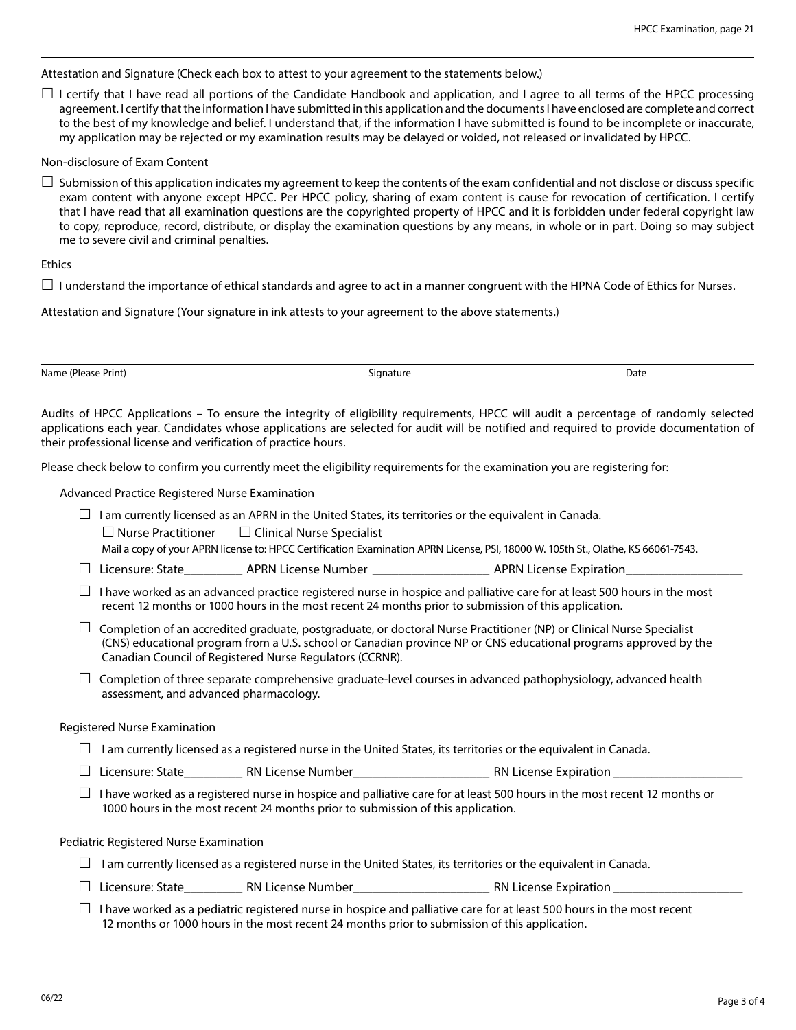Attestation and Signature (Check each box to attest to your agreement to the statements below.)

☐ I certify that I have read all portions of the Candidate Handbook and application, and I agree to all terms of the HPCC processing agreement. I certify that the information I have submitted in this application and the documents I have enclosed are complete and correct to the best of my knowledge and belief. I understand that, if the information I have submitted is found to be incomplete or inaccurate, my application may be rejected or my examination results may be delayed or voided, not released or invalidated by HPCC.

Non-disclosure of Exam Content

☐ Submission of this application indicates my agreement to keep the contents of the exam confidential and not disclose or discuss specific exam content with anyone except HPCC. Per HPCC policy, sharing of exam content is cause for revocation of certification. I certify that I have read that all examination questions are the copyrighted property of HPCC and it is forbidden under federal copyright law to copy, reproduce, record, distribute, or display the examination questions by any means, in whole or in part. Doing so may subject me to severe civil and criminal penalties.

Ethics

☐ I understand the importance of ethical standards and agree to act in a manner congruent with the HPNA Code of Ethics for Nurses.

Attestation and Signature (Your signature in ink attests to your agreement to the above statements.)

Name (Please Print) ______________________ Signature ______________________ Date ______________

Audits of HPCC Applications – To ensure the integrity of eligibility requirements, HPCC will audit a percentage of randomly selected applications each year. Candidates whose applications are selected for audit will be notified and required to provide documentation of their professional license and verification of practice hours.

Please check below to confirm you currently meet the eligibility requirements for the examination you are registering for:

Advanced Practice Registered Nurse Examination

- ☐ I am currently licensed as an APRN in the United States, its territories or the equivalent in Canada.
  ☐ Nurse Practitioner ☐ Clinical Nurse Specialist
  Mail a copy of your APRN license to: HPCC Certification Examination APRN License, PSI, 18000 W. 105th St., Olathe, KS 66061-7543.
- ☐ Licensure: State_________ APRN License Number ___________________ APRN License Expiration___________________
- ☐ I have worked as an advanced practice registered nurse in hospice and palliative care for at least 500 hours in the most recent 12 months or 1000 hours in the most recent 24 months prior to submission of this application.
- ☐ Completion of an accredited graduate, postgraduate, or doctoral Nurse Practitioner (NP) or Clinical Nurse Specialist (CNS) educational program from a U.S. school or Canadian province NP or CNS educational programs approved by the Canadian Council of Registered Nurse Regulators (CCRNR).
- ☐ Completion of three separate comprehensive graduate-level courses in advanced pathophysiology, advanced health assessment, and advanced pharmacology.

Registered Nurse Examination

- ☐ I am currently licensed as a registered nurse in the United States, its territories or the equivalent in Canada.
- ☐ Licensure: State_________ RN License Number______________________ RN License Expiration _____________________
- ☐ I have worked as a registered nurse in hospice and palliative care for at least 500 hours in the most recent 12 months or 1000 hours in the most recent 24 months prior to submission of this application.

Pediatric Registered Nurse Examination

- ☐ I am currently licensed as a registered nurse in the United States, its territories or the equivalent in Canada.
- ☐ Licensure: State_________ RN License Number______________________ RN License Expiration _____________________
- ☐ I have worked as a pediatric registered nurse in hospice and palliative care for at least 500 hours in the most recent 12 months or 1000 hours in the most recent 24 months prior to submission of this application.

06/22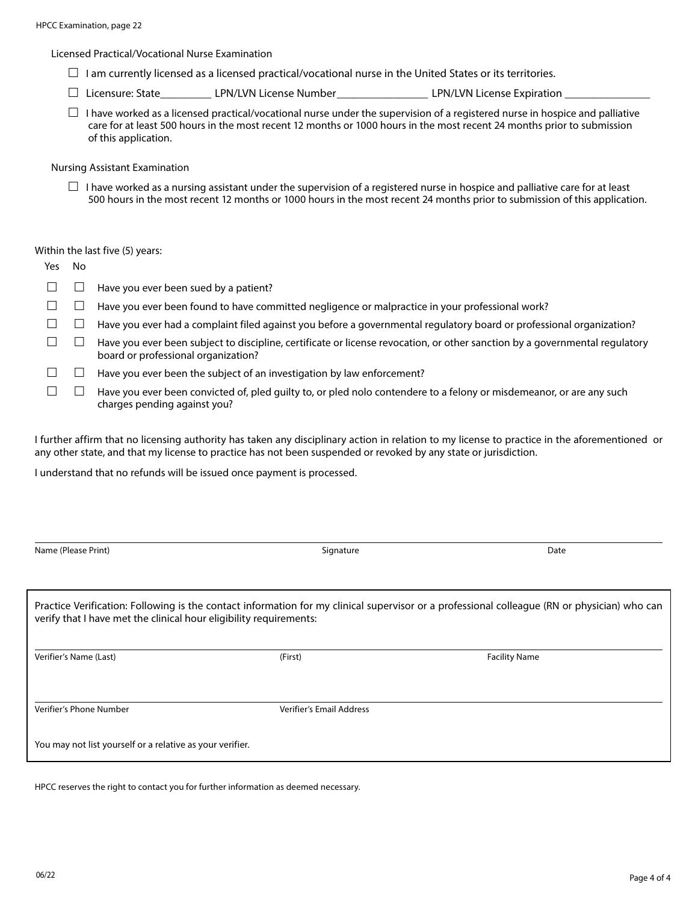Licensed Practical/Vocational Nurse Examination

- ☐ I am currently licensed as a licensed practical/vocational nurse in the United States or its territories.
- ☐ Licensure: State_________ LPN/LVN License Number________________ LPN/LVN License Expiration _______________
- ☐ I have worked as a licensed practical/vocational nurse under the supervision of a registered nurse in hospice and palliative care for at least 500 hours in the most recent 12 months or 1000 hours in the most recent 24 months prior to submission of this application.

Nursing Assistant Examination

- ☐ I have worked as a nursing assistant under the supervision of a registered nurse in hospice and palliative care for at least 500 hours in the most recent 12 months or 1000 hours in the most recent 24 months prior to submission of this application.

Within the last five (5) years:

| Yes | No | |
|---|---|---|
| ☐ | ☐ | Have you ever been sued by a patient? |
| ☐ | ☐ | Have you ever been found to have committed negligence or malpractice in your professional work? |
| ☐ | ☐ | Have you ever had a complaint filed against you before a governmental regulatory board or professional organization? |
| ☐ | ☐ | Have you ever been subject to discipline, certificate or license revocation, or other sanction by a governmental regulatory board or professional organization? |
| ☐ | ☐ | Have you ever been the subject of an investigation by law enforcement? |
| ☐ | ☐ | Have you ever been convicted of, pled guilty to, or pled nolo contendere to a felony or misdemeanor, or are any such charges pending against you? |

I further affirm that no licensing authority has taken any disciplinary action in relation to my license to practice in the aforementioned or any other state, and that my license to practice has not been suspended or revoked by any state or jurisdiction.

I understand that no refunds will be issued once payment is processed.

______________________________________________________________________

Name (Please Print) Signature Date

Practice Verification: Following is the contact information for my clinical supervisor or a professional colleague (RN or physician) who can verify that I have met the clinical hour eligibility requirements:

______________________________________________________________________

Verifier's Name (Last) (First) Facility Name

______________________________________________________________________

Verifier's Phone Number Verifier's Email Address

You may not list yourself or a relative as your verifier.

HPCC reserves the right to contact you for further information as deemed necessary.

06/22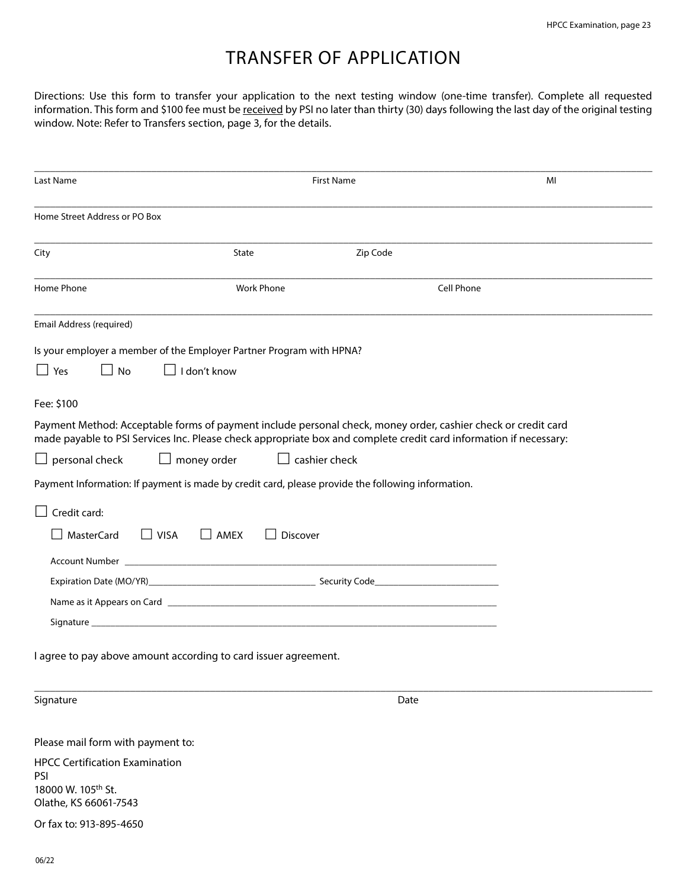# TRANSFER OF APPLICATION

Directions: Use this form to transfer your application to the next testing window (one-time transfer). Complete all requested information. This form and $100 fee must be received by PSI no later than thirty (30) days following the last day of the original testing window. Note: Refer to Transfers section, page 3, for the details.

Last Name ______________________ First Name ______________________ MI ______

Home Street Address or PO Box ______________________

City ______________________ State ______ Zip Code ______

Home Phone ______________________ Work Phone ______________________ Cell Phone ______________________

Email Address (required) ______________________

Is your employer a member of the Employer Partner Program with HPNA?

☐ Yes ☐ No ☐ I don't know

Fee: $100

Payment Method: Acceptable forms of payment include personal check, money order, cashier check or credit card made payable to PSI Services Inc. Please check appropriate box and complete credit card information if necessary:

☐ personal check ☐ money order ☐ cashier check

Payment Information: If payment is made by credit card, please provide the following information.

☐ Credit card:

☐ MasterCard ☐ VISA ☐ AMEX ☐ Discover

Account Number ______________________

Expiration Date (MO/YR)______________________ Security Code______________________

Name as it Appears on Card ______________________

Signature ______________________

I agree to pay above amount according to card issuer agreement.

Signature ______________________ Date ______________________

Please mail form with payment to:

HPCC Certification Examination
PSI
18000 W. 105th St.
Olathe, KS 66061-7543

Or fax to: 913-895-4650

06/22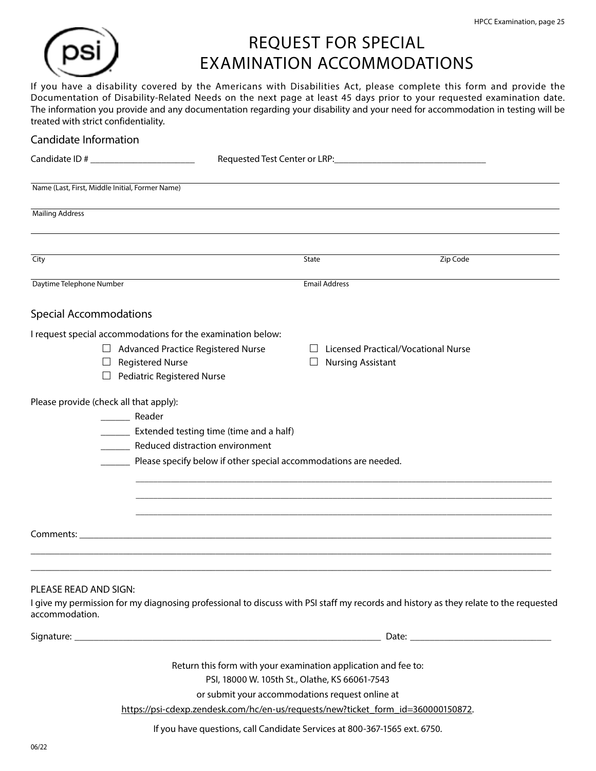# REQUEST FOR SPECIAL EXAMINATION ACCOMMODATIONS

If you have a disability covered by the Americans with Disabilities Act, please complete this form and provide the Documentation of Disability-Related Needs on the next page at least 45 days prior to your requested examination date. The information you provide and any documentation regarding your disability and your need for accommodation in testing will be treated with strict confidentiality.

## Candidate Information

Candidate ID # ______________________ Requested Test Center or LRP: ________________________________

_______________________________________________________________
Name (Last, First, Middle Initial, Former Name)

_______________________________________________________________
Mailing Address

_______________________________________________________________

_______________________________________________________________
City State Zip Code

_______________________________________________________________
Daytime Telephone Number Email Address

## Special Accommodations

I request special accommodations for the examination below:

- ☐ Advanced Practice Registered Nurse
- ☐ Registered Nurse
- ☐ Pediatric Registered Nurse
- ☐ Licensed Practical/Vocational Nurse
- ☐ Nursing Assistant

Please provide (check all that apply):

______ Reader

______ Extended testing time (time and a half)

______ Reduced distraction environment

______ Please specify below if other special accommodations are needed.

_______________________________________________________________

_______________________________________________________________

_______________________________________________________________

Comments: _______________________________________________________________

_______________________________________________________________

_______________________________________________________________

PLEASE READ AND SIGN:

I give my permission for my diagnosing professional to discuss with PSI staff my records and history as they relate to the requested accommodation.

Signature: _______________________________________________ Date: ____________________________

Return this form with your examination application and fee to:

PSI, 18000 W. 105th St., Olathe, KS 66061-7543

or submit your accommodations request online at

https://psi-cdexp.zendesk.com/hc/en-us/requests/new?ticket_form_id=360000150872.

If you have questions, call Candidate Services at 800-367-1565 ext. 6750.

06/22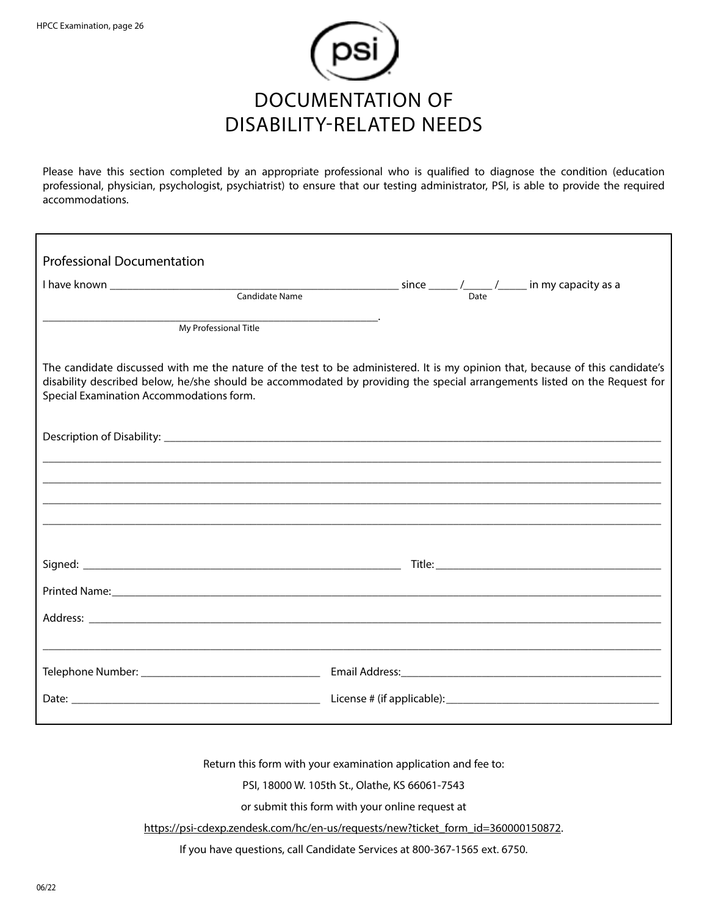# DOCUMENTATION OF DISABILITY-RELATED NEEDS

Please have this section completed by an appropriate professional who is qualified to diagnose the condition (education professional, physician, psychologist, psychiatrist) to ensure that our testing administrator, PSI, is able to provide the required accommodations.

## Professional Documentation

I have known ____________________________________________ since _____ /_____ /_____ in my capacity as a
Candidate Name — Date

____________________________________________.
My Professional Title

The candidate discussed with me the nature of the test to be administered. It is my opinion that, because of this candidate's disability described below, he/she should be accommodated by providing the special arrangements listed on the Request for Special Examination Accommodations form.

Description of Disability: ____________________________________________

____________________________________________

____________________________________________

____________________________________________

____________________________________________

Signed: ______________________________ Title: ______________________________

Printed Name: ____________________________________________

Address: ____________________________________________

____________________________________________

Telephone Number: ______________________ Email Address: ______________________

Date: ______________________ License # (if applicable): ______________________

Return this form with your examination application and fee to:

PSI, 18000 W. 105th St., Olathe, KS 66061-7543

or submit this form with your online request at

https://psi-cdexp.zendesk.com/hc/en-us/requests/new?ticket_form_id=360000150872.

If you have questions, call Candidate Services at 800-367-1565 ext. 6750.

06/22